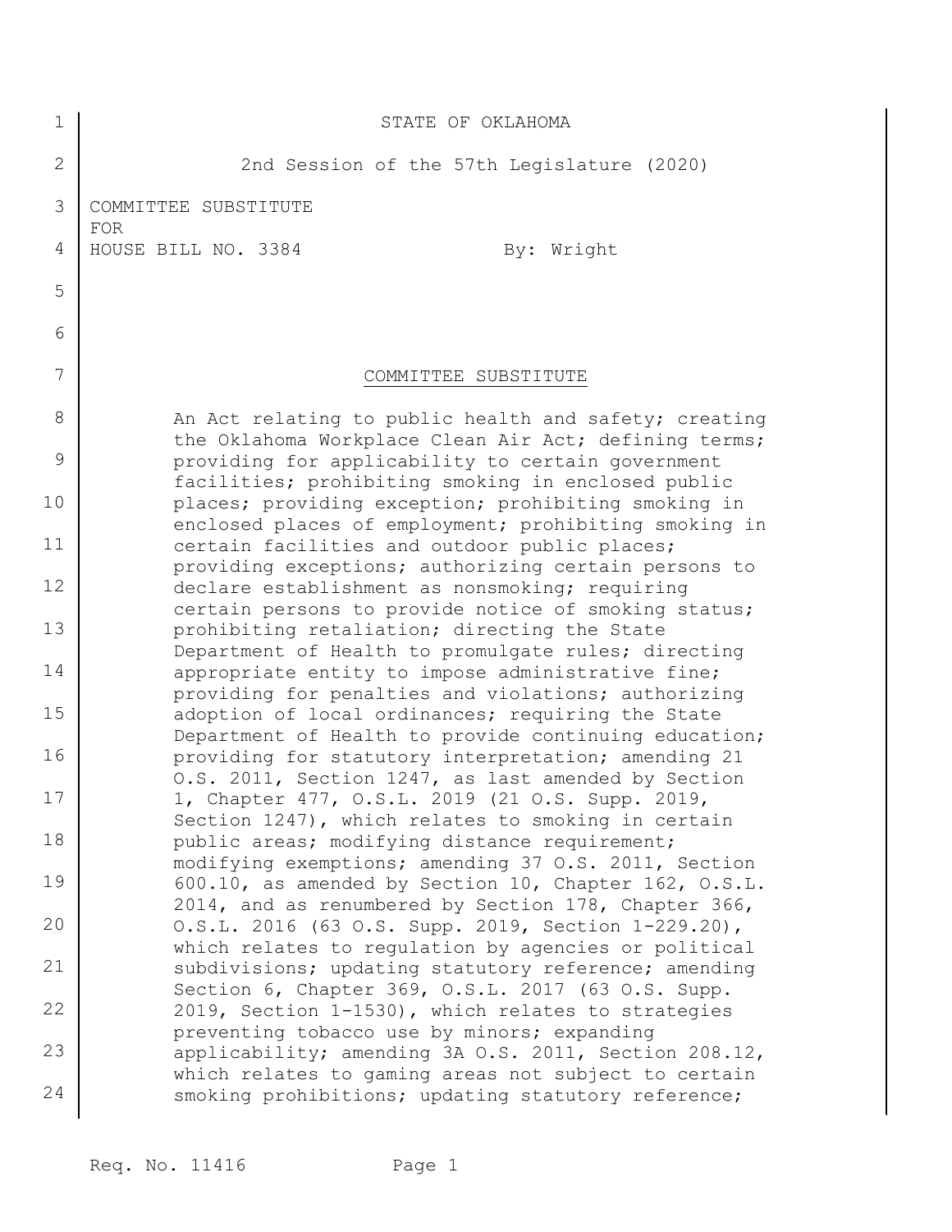STATE OF OKLAHOMA

2nd Session of the 57th Legislature (2020)

COMMITTEE SUBSTITUTE
FOR
HOUSE BILL NO. 3384 By: Wright

COMMITTEE SUBSTITUTE

An Act relating to public health and safety; creating the Oklahoma Workplace Clean Air Act; defining terms; providing for applicability to certain government facilities; prohibiting smoking in enclosed public places; providing exception; prohibiting smoking in enclosed places of employment; prohibiting smoking in certain facilities and outdoor public places; providing exceptions; authorizing certain persons to declare establishment as nonsmoking; requiring certain persons to provide notice of smoking status; prohibiting retaliation; directing the State Department of Health to promulgate rules; directing appropriate entity to impose administrative fine; providing for penalties and violations; authorizing adoption of local ordinances; requiring the State Department of Health to provide continuing education; providing for statutory interpretation; amending 21 O.S. 2011, Section 1247, as last amended by Section 1, Chapter 477, O.S.L. 2019 (21 O.S. Supp. 2019, Section 1247), which relates to smoking in certain public areas; modifying distance requirement; modifying exemptions; amending 37 O.S. 2011, Section 600.10, as amended by Section 10, Chapter 162, O.S.L. 2014, and as renumbered by Section 178, Chapter 366, O.S.L. 2016 (63 O.S. Supp. 2019, Section 1-229.20), which relates to regulation by agencies or political subdivisions; updating statutory reference; amending Section 6, Chapter 369, O.S.L. 2017 (63 O.S. Supp. 2019, Section 1-1530), which relates to strategies preventing tobacco use by minors; expanding applicability; amending 3A O.S. 2011, Section 208.12, which relates to gaming areas not subject to certain smoking prohibitions; updating statutory reference;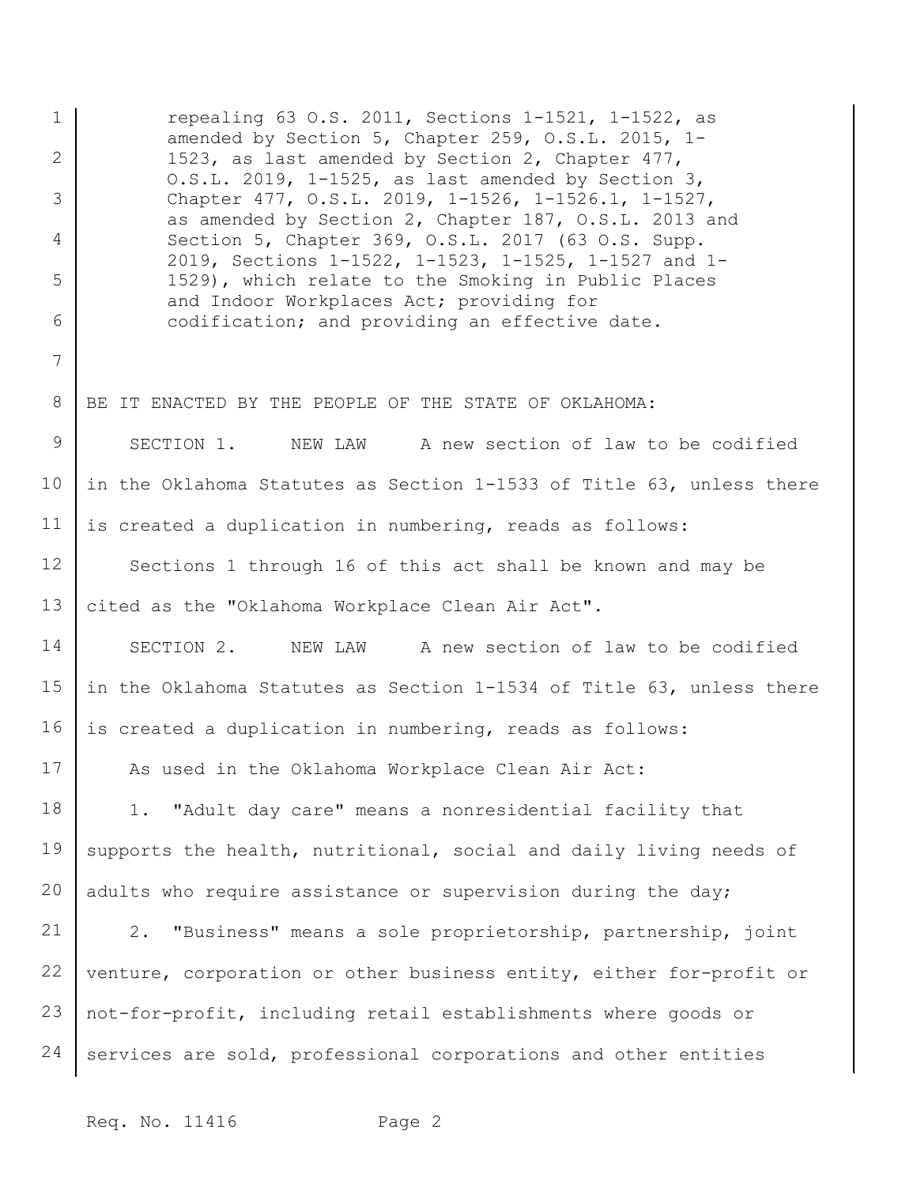repealing 63 O.S. 2011, Sections 1-1521, 1-1522, as amended by Section 5, Chapter 259, O.S.L. 2015, 1-1523, as last amended by Section 2, Chapter 477, O.S.L. 2019, 1-1525, as last amended by Section 3, Chapter 477, O.S.L. 2019, 1-1526, 1-1526.1, 1-1527, as amended by Section 2, Chapter 187, O.S.L. 2013 and Section 5, Chapter 369, O.S.L. 2017 (63 O.S. Supp. 2019, Sections 1-1522, 1-1523, 1-1525, 1-1527 and 1-1529), which relate to the Smoking in Public Places and Indoor Workplaces Act; providing for codification; and providing an effective date.

BE IT ENACTED BY THE PEOPLE OF THE STATE OF OKLAHOMA:

SECTION 1. NEW LAW A new section of law to be codified in the Oklahoma Statutes as Section 1-1533 of Title 63, unless there is created a duplication in numbering, reads as follows:

Sections 1 through 16 of this act shall be known and may be cited as the "Oklahoma Workplace Clean Air Act".

SECTION 2. NEW LAW A new section of law to be codified in the Oklahoma Statutes as Section 1-1534 of Title 63, unless there is created a duplication in numbering, reads as follows:

As used in the Oklahoma Workplace Clean Air Act:

1. "Adult day care" means a nonresidential facility that supports the health, nutritional, social and daily living needs of adults who require assistance or supervision during the day;

2. "Business" means a sole proprietorship, partnership, joint venture, corporation or other business entity, either for-profit or not-for-profit, including retail establishments where goods or services are sold, professional corporations and other entities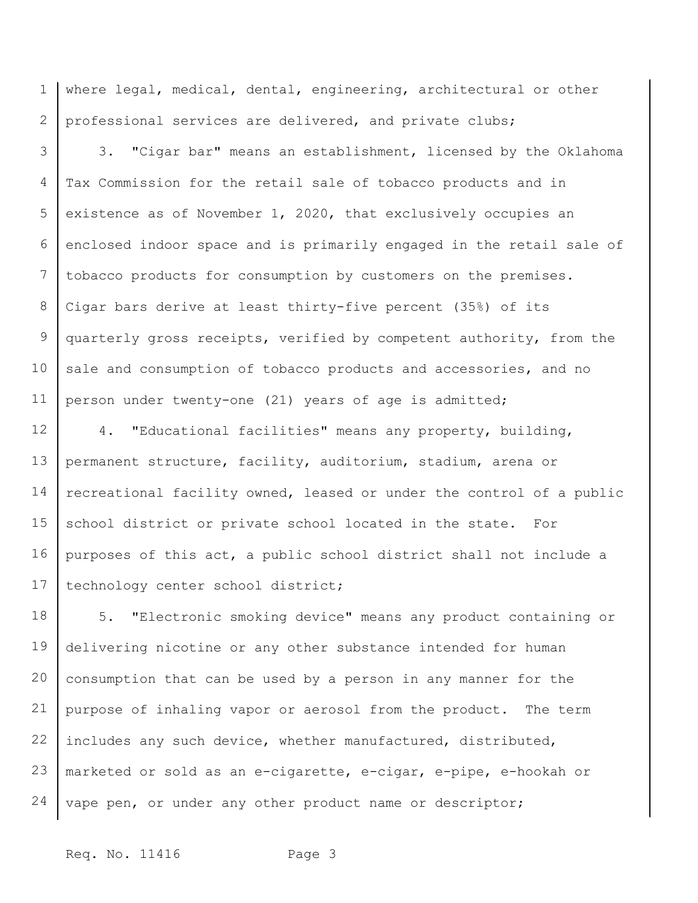where legal, medical, dental, engineering, architectural or other professional services are delivered, and private clubs;

3. "Cigar bar" means an establishment, licensed by the Oklahoma Tax Commission for the retail sale of tobacco products and in existence as of November 1, 2020, that exclusively occupies an enclosed indoor space and is primarily engaged in the retail sale of tobacco products for consumption by customers on the premises. Cigar bars derive at least thirty-five percent (35%) of its quarterly gross receipts, verified by competent authority, from the sale and consumption of tobacco products and accessories, and no person under twenty-one (21) years of age is admitted;

4. "Educational facilities" means any property, building, permanent structure, facility, auditorium, stadium, arena or recreational facility owned, leased or under the control of a public school district or private school located in the state. For purposes of this act, a public school district shall not include a technology center school district;

5. "Electronic smoking device" means any product containing or delivering nicotine or any other substance intended for human consumption that can be used by a person in any manner for the purpose of inhaling vapor or aerosol from the product. The term includes any such device, whether manufactured, distributed, marketed or sold as an e-cigarette, e-cigar, e-pipe, e-hookah or vape pen, or under any other product name or descriptor;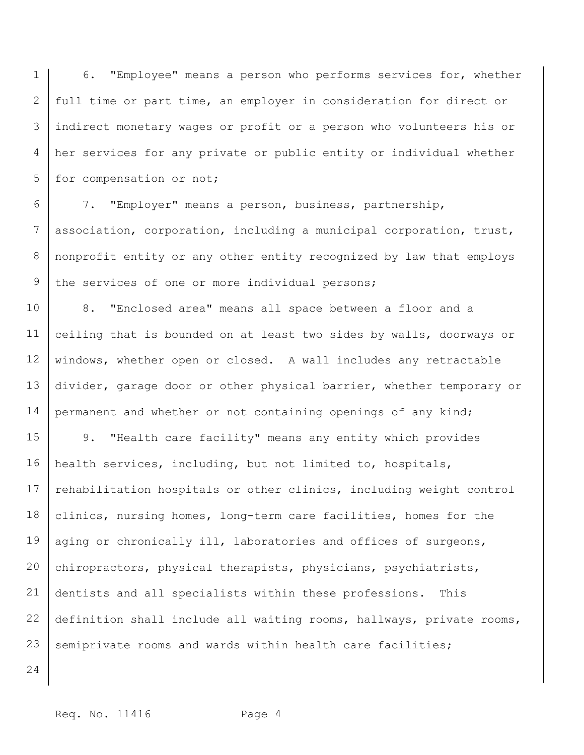6. "Employee" means a person who performs services for, whether full time or part time, an employer in consideration for direct or indirect monetary wages or profit or a person who volunteers his or her services for any private or public entity or individual whether for compensation or not;

7. "Employer" means a person, business, partnership, association, corporation, including a municipal corporation, trust, nonprofit entity or any other entity recognized by law that employs the services of one or more individual persons;

8. "Enclosed area" means all space between a floor and a ceiling that is bounded on at least two sides by walls, doorways or windows, whether open or closed. A wall includes any retractable divider, garage door or other physical barrier, whether temporary or permanent and whether or not containing openings of any kind;

9. "Health care facility" means any entity which provides health services, including, but not limited to, hospitals, rehabilitation hospitals or other clinics, including weight control clinics, nursing homes, long-term care facilities, homes for the aging or chronically ill, laboratories and offices of surgeons, chiropractors, physical therapists, physicians, psychiatrists, dentists and all specialists within these professions. This definition shall include all waiting rooms, hallways, private rooms, semiprivate rooms and wards within health care facilities;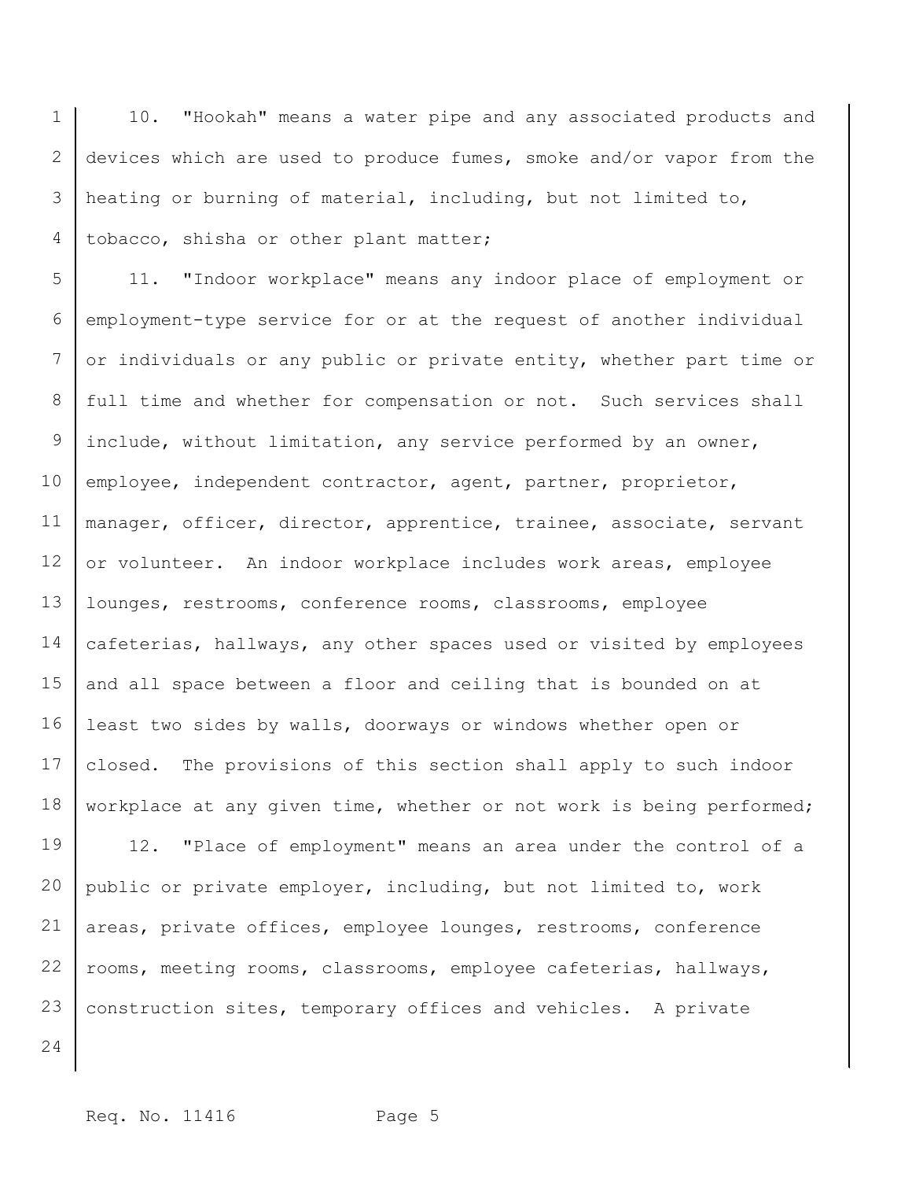10. "Hookah" means a water pipe and any associated products and devices which are used to produce fumes, smoke and/or vapor from the heating or burning of material, including, but not limited to, tobacco, shisha or other plant matter;

11. "Indoor workplace" means any indoor place of employment or employment-type service for or at the request of another individual or individuals or any public or private entity, whether part time or full time and whether for compensation or not. Such services shall include, without limitation, any service performed by an owner, employee, independent contractor, agent, partner, proprietor, manager, officer, director, apprentice, trainee, associate, servant or volunteer. An indoor workplace includes work areas, employee lounges, restrooms, conference rooms, classrooms, employee cafeterias, hallways, any other spaces used or visited by employees and all space between a floor and ceiling that is bounded on at least two sides by walls, doorways or windows whether open or closed. The provisions of this section shall apply to such indoor workplace at any given time, whether or not work is being performed;

12. "Place of employment" means an area under the control of a public or private employer, including, but not limited to, work areas, private offices, employee lounges, restrooms, conference rooms, meeting rooms, classrooms, employee cafeterias, hallways, construction sites, temporary offices and vehicles. A private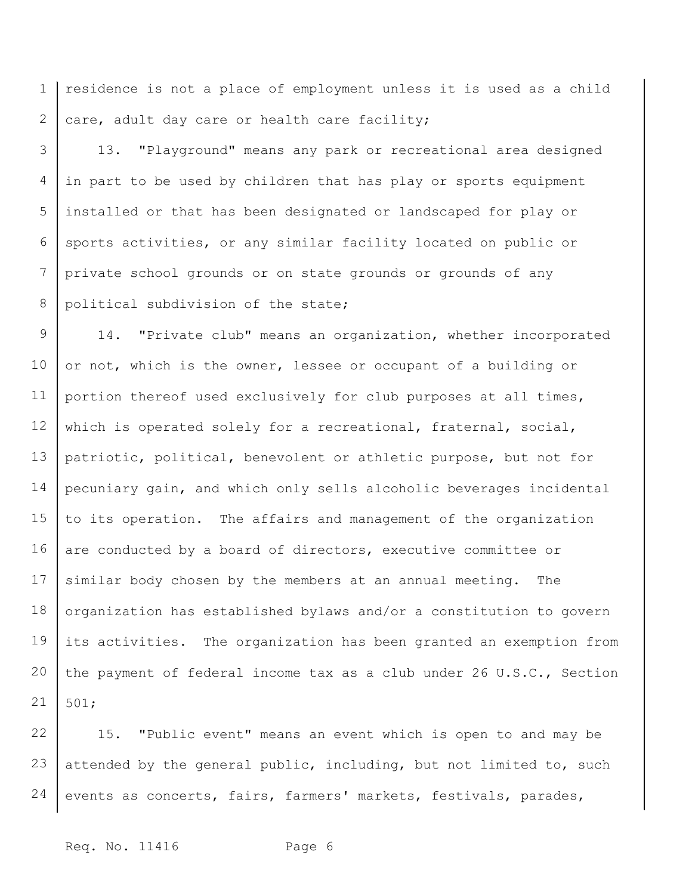residence is not a place of employment unless it is used as a child care, adult day care or health care facility;

13. "Playground" means any park or recreational area designed in part to be used by children that has play or sports equipment installed or that has been designated or landscaped for play or sports activities, or any similar facility located on public or private school grounds or on state grounds or grounds of any political subdivision of the state;

14. "Private club" means an organization, whether incorporated or not, which is the owner, lessee or occupant of a building or portion thereof used exclusively for club purposes at all times, which is operated solely for a recreational, fraternal, social, patriotic, political, benevolent or athletic purpose, but not for pecuniary gain, and which only sells alcoholic beverages incidental to its operation. The affairs and management of the organization are conducted by a board of directors, executive committee or similar body chosen by the members at an annual meeting. The organization has established bylaws and/or a constitution to govern its activities. The organization has been granted an exemption from the payment of federal income tax as a club under 26 U.S.C., Section 501;

15. "Public event" means an event which is open to and may be attended by the general public, including, but not limited to, such events as concerts, fairs, farmers' markets, festivals, parades,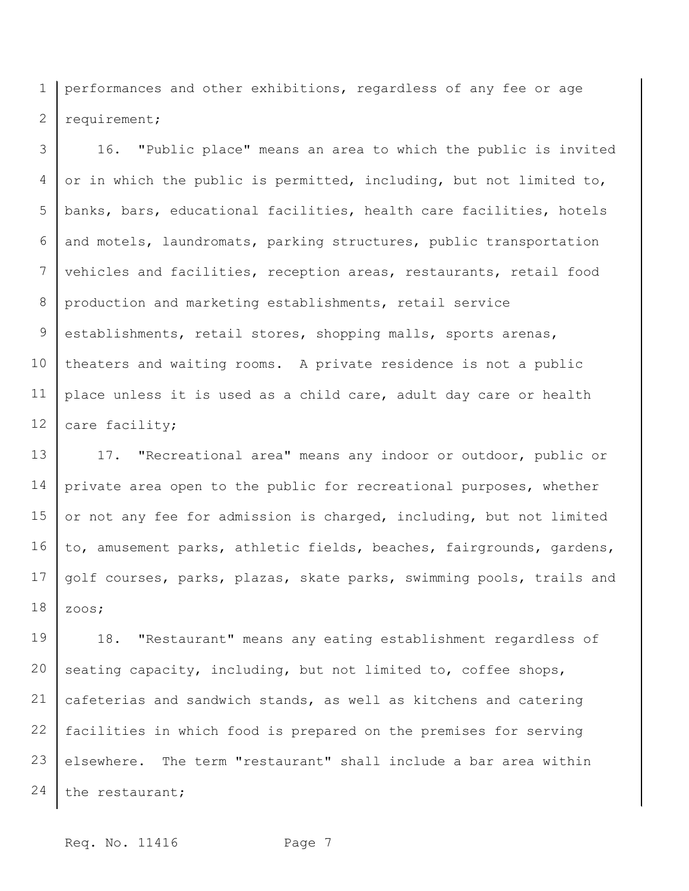performances and other exhibitions, regardless of any fee or age requirement;

16. "Public place" means an area to which the public is invited or in which the public is permitted, including, but not limited to, banks, bars, educational facilities, health care facilities, hotels and motels, laundromats, parking structures, public transportation vehicles and facilities, reception areas, restaurants, retail food production and marketing establishments, retail service establishments, retail stores, shopping malls, sports arenas, theaters and waiting rooms. A private residence is not a public place unless it is used as a child care, adult day care or health care facility;

17. "Recreational area" means any indoor or outdoor, public or private area open to the public for recreational purposes, whether or not any fee for admission is charged, including, but not limited to, amusement parks, athletic fields, beaches, fairgrounds, gardens, golf courses, parks, plazas, skate parks, swimming pools, trails and zoos;

18. "Restaurant" means any eating establishment regardless of seating capacity, including, but not limited to, coffee shops, cafeterias and sandwich stands, as well as kitchens and catering facilities in which food is prepared on the premises for serving elsewhere. The term "restaurant" shall include a bar area within the restaurant;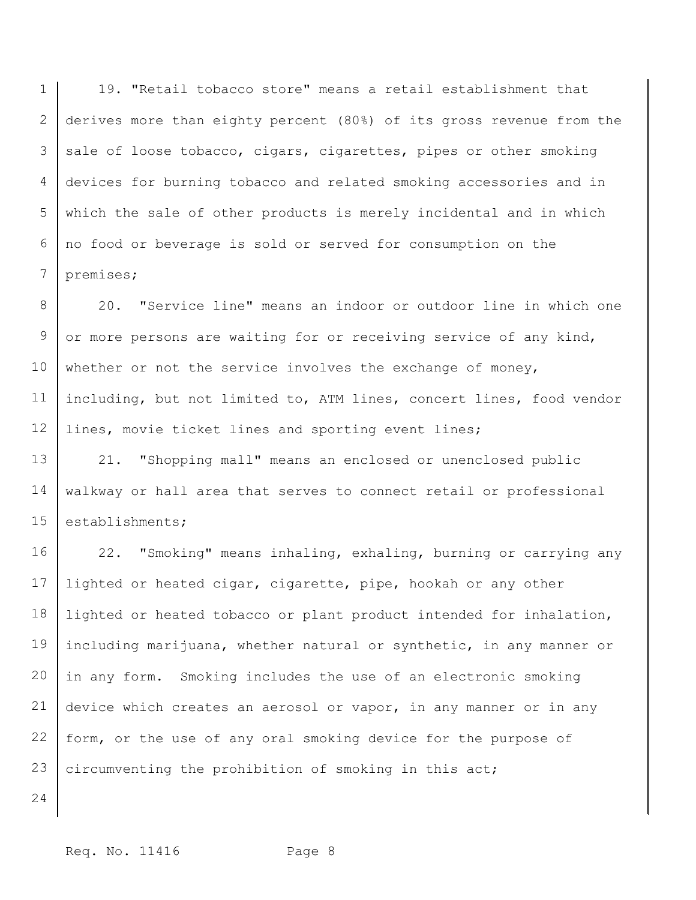19. "Retail tobacco store" means a retail establishment that derives more than eighty percent (80%) of its gross revenue from the sale of loose tobacco, cigars, cigarettes, pipes or other smoking devices for burning tobacco and related smoking accessories and in which the sale of other products is merely incidental and in which no food or beverage is sold or served for consumption on the premises;

20. "Service line" means an indoor or outdoor line in which one or more persons are waiting for or receiving service of any kind, whether or not the service involves the exchange of money, including, but not limited to, ATM lines, concert lines, food vendor lines, movie ticket lines and sporting event lines;

21. "Shopping mall" means an enclosed or unenclosed public walkway or hall area that serves to connect retail or professional establishments;

22. "Smoking" means inhaling, exhaling, burning or carrying any lighted or heated cigar, cigarette, pipe, hookah or any other lighted or heated tobacco or plant product intended for inhalation, including marijuana, whether natural or synthetic, in any manner or in any form. Smoking includes the use of an electronic smoking device which creates an aerosol or vapor, in any manner or in any form, or the use of any oral smoking device for the purpose of circumventing the prohibition of smoking in this act;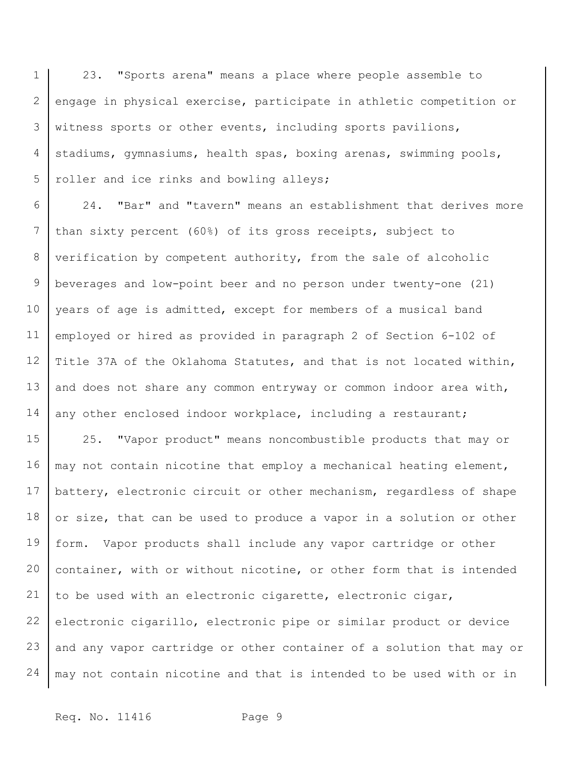23. "Sports arena" means a place where people assemble to engage in physical exercise, participate in athletic competition or witness sports or other events, including sports pavilions, stadiums, gymnasiums, health spas, boxing arenas, swimming pools, roller and ice rinks and bowling alleys;

24. "Bar" and "tavern" means an establishment that derives more than sixty percent (60%) of its gross receipts, subject to verification by competent authority, from the sale of alcoholic beverages and low-point beer and no person under twenty-one (21) years of age is admitted, except for members of a musical band employed or hired as provided in paragraph 2 of Section 6-102 of Title 37A of the Oklahoma Statutes, and that is not located within, and does not share any common entryway or common indoor area with, any other enclosed indoor workplace, including a restaurant;

25. "Vapor product" means noncombustible products that may or may not contain nicotine that employ a mechanical heating element, battery, electronic circuit or other mechanism, regardless of shape or size, that can be used to produce a vapor in a solution or other form. Vapor products shall include any vapor cartridge or other container, with or without nicotine, or other form that is intended to be used with an electronic cigarette, electronic cigar, electronic cigarillo, electronic pipe or similar product or device and any vapor cartridge or other container of a solution that may or may not contain nicotine and that is intended to be used with or in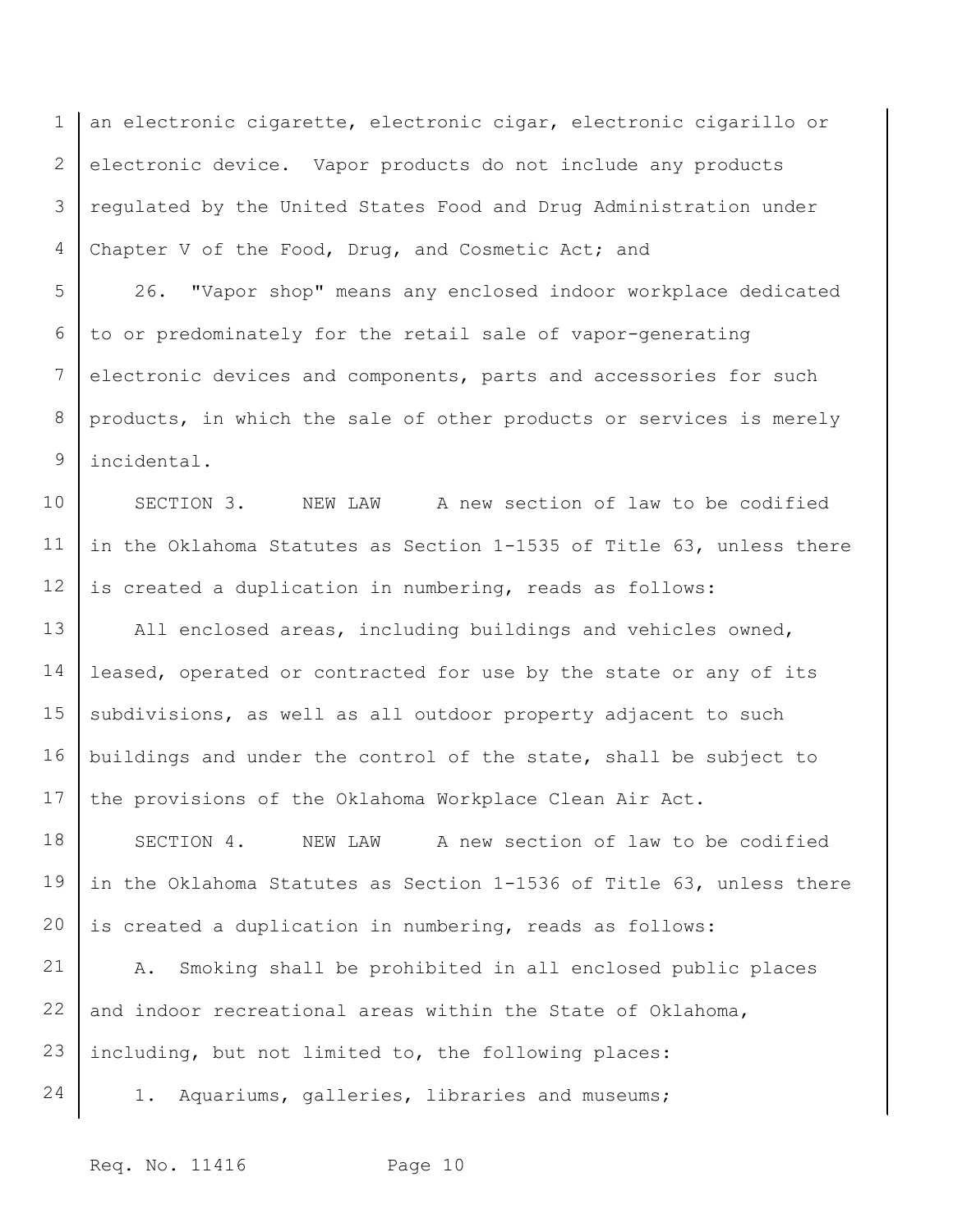an electronic cigarette, electronic cigar, electronic cigarillo or electronic device. Vapor products do not include any products regulated by the United States Food and Drug Administration under Chapter V of the Food, Drug, and Cosmetic Act; and

26. "Vapor shop" means any enclosed indoor workplace dedicated to or predominately for the retail sale of vapor-generating electronic devices and components, parts and accessories for such products, in which the sale of other products or services is merely incidental.

SECTION 3. NEW LAW A new section of law to be codified in the Oklahoma Statutes as Section 1-1535 of Title 63, unless there is created a duplication in numbering, reads as follows:

All enclosed areas, including buildings and vehicles owned, leased, operated or contracted for use by the state or any of its subdivisions, as well as all outdoor property adjacent to such buildings and under the control of the state, shall be subject to the provisions of the Oklahoma Workplace Clean Air Act.

SECTION 4. NEW LAW A new section of law to be codified in the Oklahoma Statutes as Section 1-1536 of Title 63, unless there is created a duplication in numbering, reads as follows:

A. Smoking shall be prohibited in all enclosed public places and indoor recreational areas within the State of Oklahoma, including, but not limited to, the following places:

1. Aquariums, galleries, libraries and museums;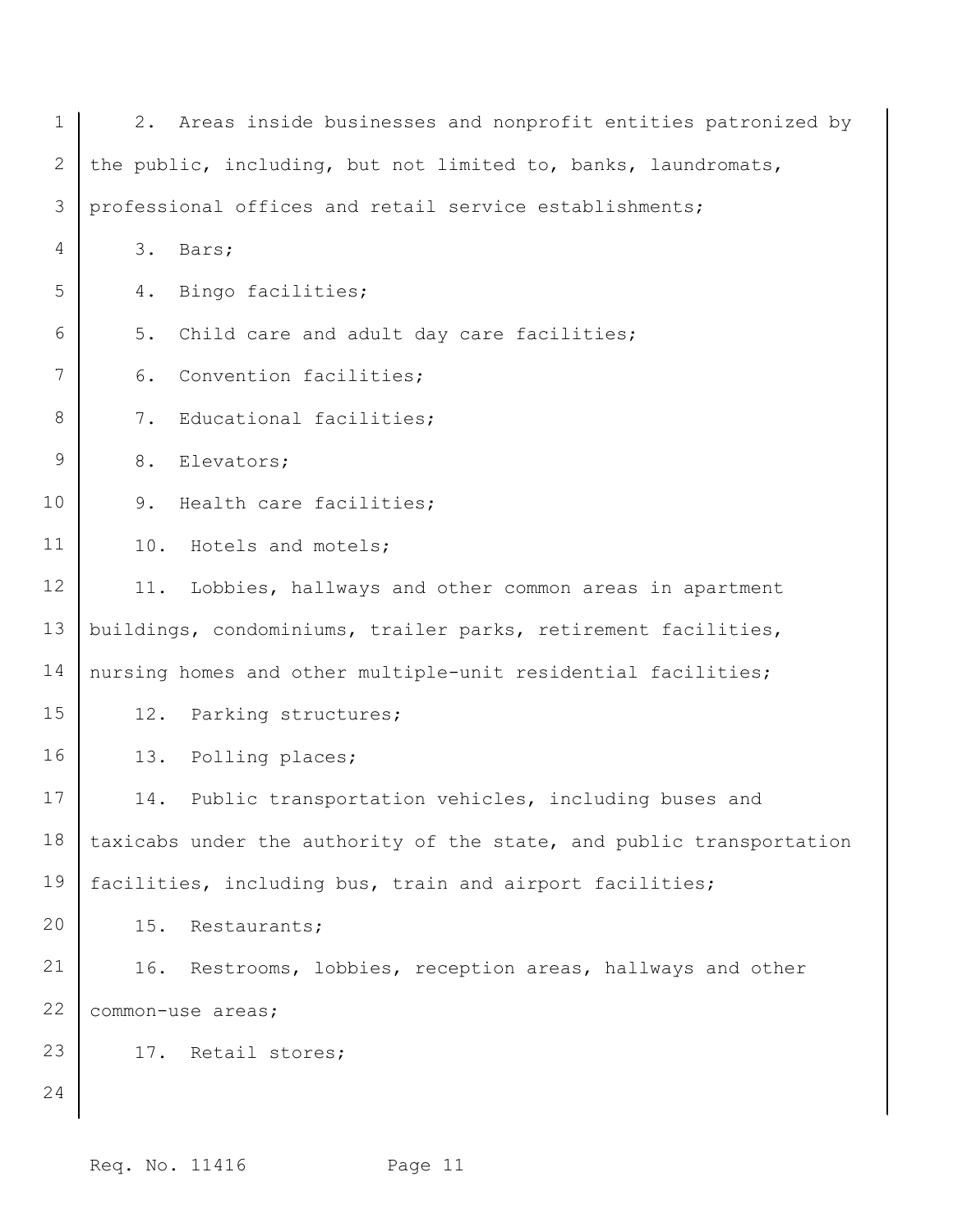2. Areas inside businesses and nonprofit entities patronized by the public, including, but not limited to, banks, laundromats, professional offices and retail service establishments;

3. Bars;

4. Bingo facilities;

5. Child care and adult day care facilities;

6. Convention facilities;

7. Educational facilities;

8. Elevators;

9. Health care facilities;

10. Hotels and motels;

11. Lobbies, hallways and other common areas in apartment buildings, condominiums, trailer parks, retirement facilities, nursing homes and other multiple-unit residential facilities;

12. Parking structures;

13. Polling places;

14. Public transportation vehicles, including buses and taxicabs under the authority of the state, and public transportation facilities, including bus, train and airport facilities;

15. Restaurants;

16. Restrooms, lobbies, reception areas, hallways and other common-use areas;

17. Retail stores;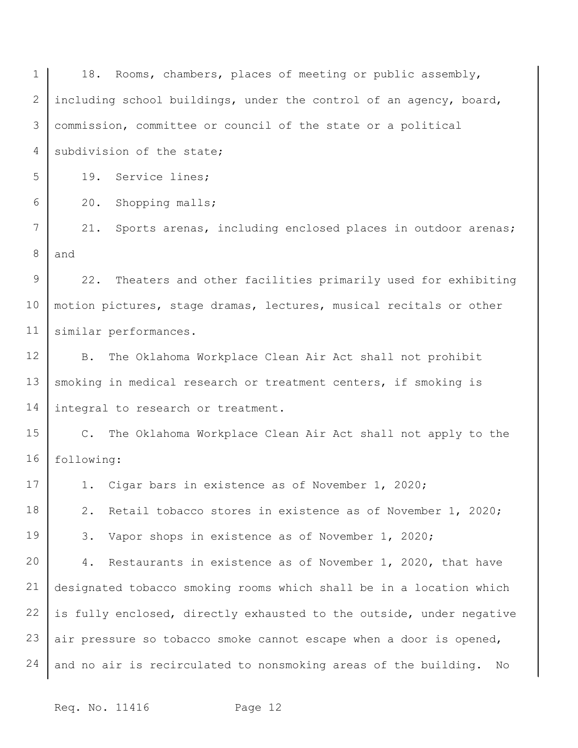18. Rooms, chambers, places of meeting or public assembly, including school buildings, under the control of an agency, board, commission, committee or council of the state or a political subdivision of the state;

19. Service lines;

20. Shopping malls;

21. Sports arenas, including enclosed places in outdoor arenas; and

22. Theaters and other facilities primarily used for exhibiting motion pictures, stage dramas, lectures, musical recitals or other similar performances.

B. The Oklahoma Workplace Clean Air Act shall not prohibit smoking in medical research or treatment centers, if smoking is integral to research or treatment.

C. The Oklahoma Workplace Clean Air Act shall not apply to the following:

1. Cigar bars in existence as of November 1, 2020;

2. Retail tobacco stores in existence as of November 1, 2020;

3. Vapor shops in existence as of November 1, 2020;

4. Restaurants in existence as of November 1, 2020, that have designated tobacco smoking rooms which shall be in a location which is fully enclosed, directly exhausted to the outside, under negative air pressure so tobacco smoke cannot escape when a door is opened, and no air is recirculated to nonsmoking areas of the building. No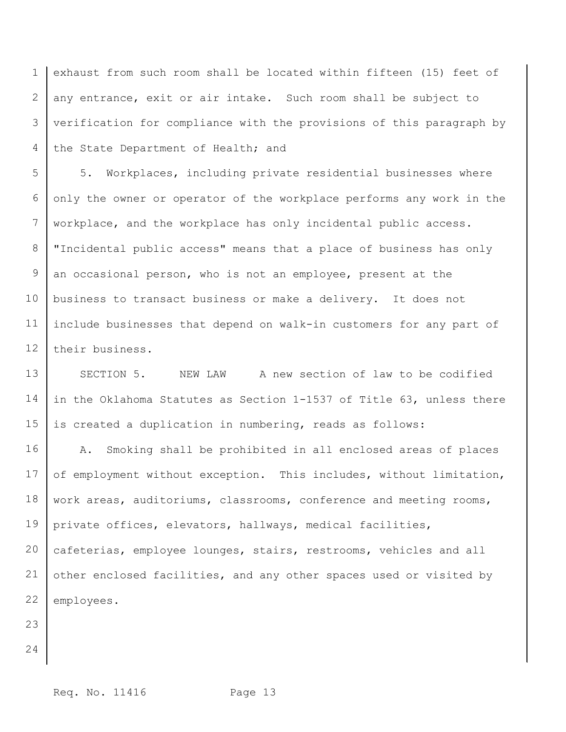exhaust from such room shall be located within fifteen (15) feet of any entrance, exit or air intake. Such room shall be subject to verification for compliance with the provisions of this paragraph by the State Department of Health; and

5. Workplaces, including private residential businesses where only the owner or operator of the workplace performs any work in the workplace, and the workplace has only incidental public access. "Incidental public access" means that a place of business has only an occasional person, who is not an employee, present at the business to transact business or make a delivery. It does not include businesses that depend on walk-in customers for any part of their business.

SECTION 5. NEW LAW A new section of law to be codified in the Oklahoma Statutes as Section 1-1537 of Title 63, unless there is created a duplication in numbering, reads as follows:

A. Smoking shall be prohibited in all enclosed areas of places of employment without exception. This includes, without limitation, work areas, auditoriums, classrooms, conference and meeting rooms, private offices, elevators, hallways, medical facilities, cafeterias, employee lounges, stairs, restrooms, vehicles and all other enclosed facilities, and any other spaces used or visited by employees.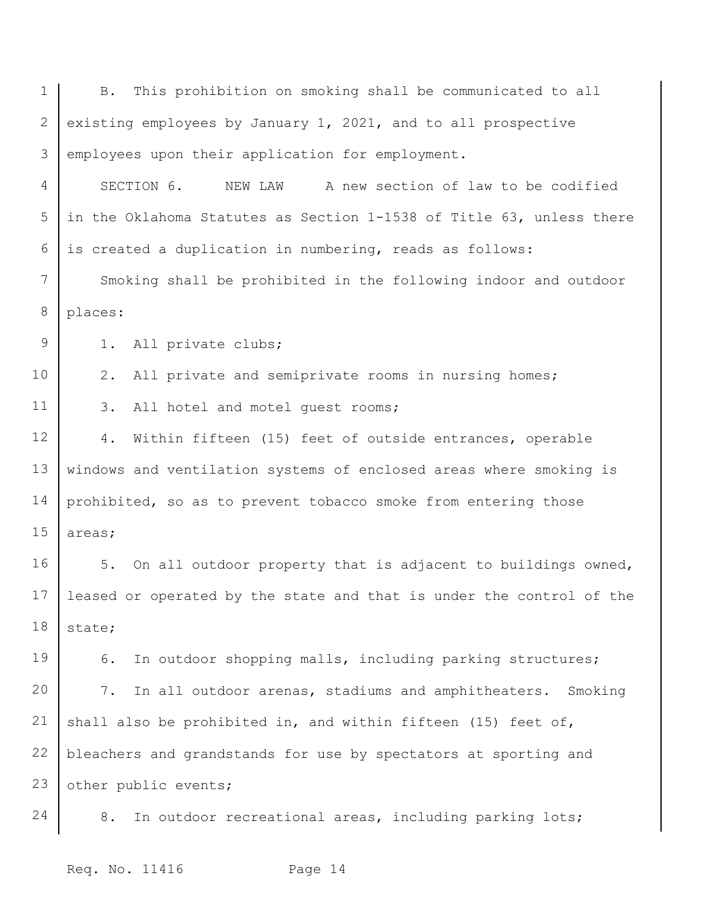B. This prohibition on smoking shall be communicated to all existing employees by January 1, 2021, and to all prospective employees upon their application for employment.

SECTION 6. NEW LAW A new section of law to be codified in the Oklahoma Statutes as Section 1-1538 of Title 63, unless there is created a duplication in numbering, reads as follows:

Smoking shall be prohibited in the following indoor and outdoor places:

1. All private clubs;

2. All private and semiprivate rooms in nursing homes;

3. All hotel and motel guest rooms;

4. Within fifteen (15) feet of outside entrances, operable windows and ventilation systems of enclosed areas where smoking is prohibited, so as to prevent tobacco smoke from entering those areas;

5. On all outdoor property that is adjacent to buildings owned, leased or operated by the state and that is under the control of the state;

6. In outdoor shopping malls, including parking structures;

7. In all outdoor arenas, stadiums and amphitheaters. Smoking shall also be prohibited in, and within fifteen (15) feet of, bleachers and grandstands for use by spectators at sporting and other public events;

8. In outdoor recreational areas, including parking lots;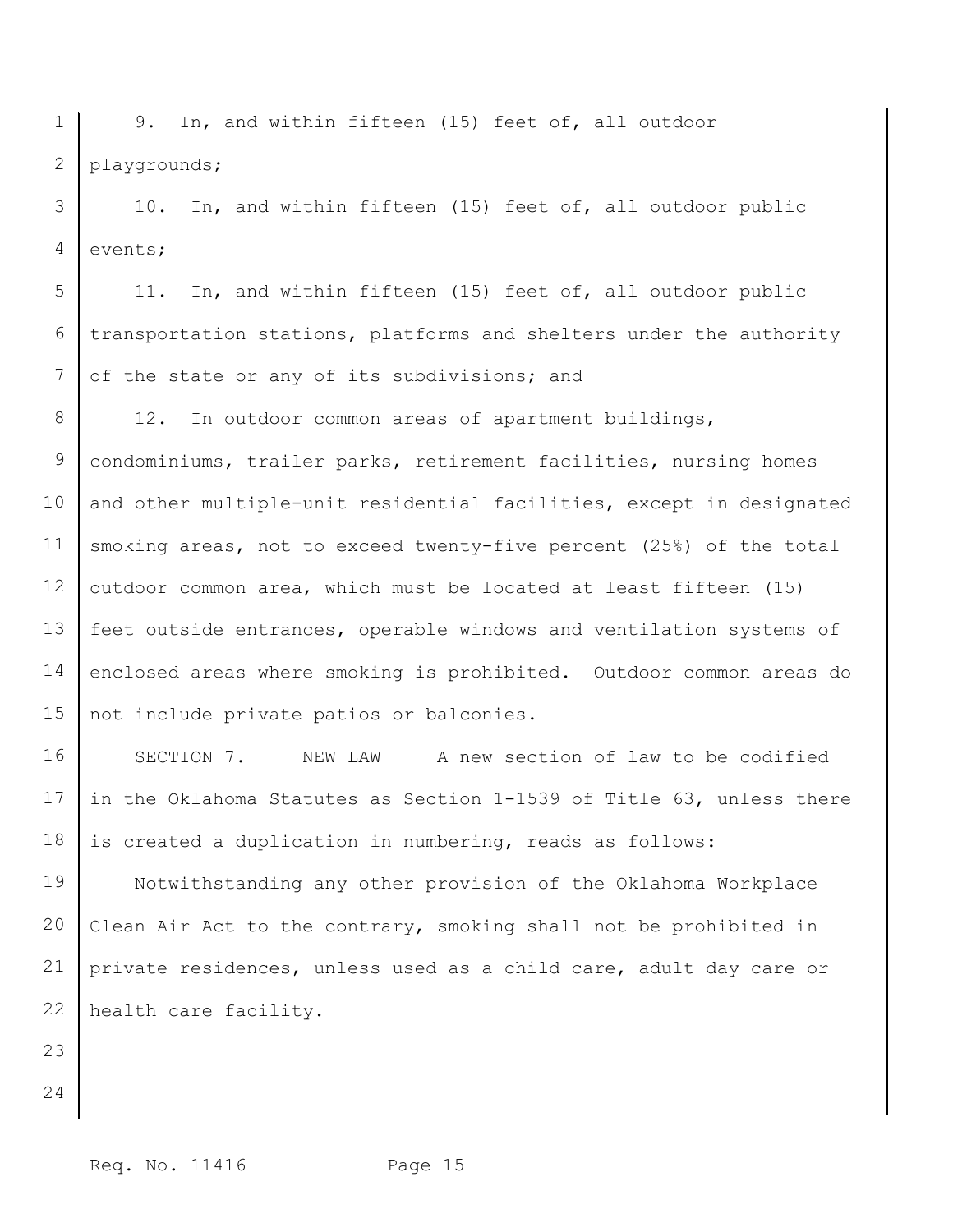9. In, and within fifteen (15) feet of, all outdoor playgrounds;

10. In, and within fifteen (15) feet of, all outdoor public events;

11. In, and within fifteen (15) feet of, all outdoor public transportation stations, platforms and shelters under the authority of the state or any of its subdivisions; and

12. In outdoor common areas of apartment buildings, condominiums, trailer parks, retirement facilities, nursing homes and other multiple-unit residential facilities, except in designated smoking areas, not to exceed twenty-five percent (25%) of the total outdoor common area, which must be located at least fifteen (15) feet outside entrances, operable windows and ventilation systems of enclosed areas where smoking is prohibited. Outdoor common areas do not include private patios or balconies.

SECTION 7. NEW LAW A new section of law to be codified in the Oklahoma Statutes as Section 1-1539 of Title 63, unless there is created a duplication in numbering, reads as follows:

Notwithstanding any other provision of the Oklahoma Workplace Clean Air Act to the contrary, smoking shall not be prohibited in private residences, unless used as a child care, adult day care or health care facility.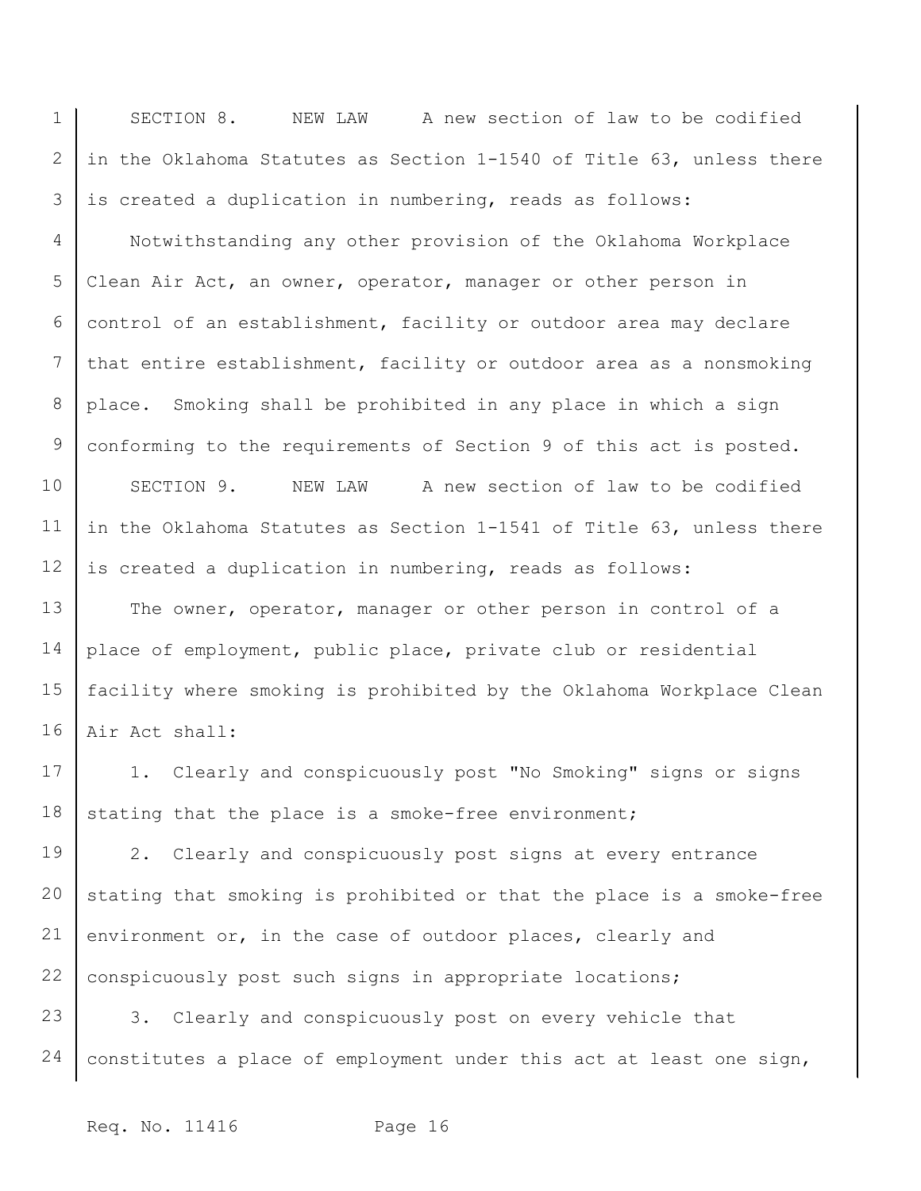SECTION 8. NEW LAW A new section of law to be codified in the Oklahoma Statutes as Section 1-1540 of Title 63, unless there is created a duplication in numbering, reads as follows:

Notwithstanding any other provision of the Oklahoma Workplace Clean Air Act, an owner, operator, manager or other person in control of an establishment, facility or outdoor area may declare that entire establishment, facility or outdoor area as a nonsmoking place. Smoking shall be prohibited in any place in which a sign conforming to the requirements of Section 9 of this act is posted.

SECTION 9. NEW LAW A new section of law to be codified in the Oklahoma Statutes as Section 1-1541 of Title 63, unless there is created a duplication in numbering, reads as follows:

The owner, operator, manager or other person in control of a place of employment, public place, private club or residential facility where smoking is prohibited by the Oklahoma Workplace Clean Air Act shall:

1. Clearly and conspicuously post "No Smoking" signs or signs stating that the place is a smoke-free environment;

2. Clearly and conspicuously post signs at every entrance stating that smoking is prohibited or that the place is a smoke-free environment or, in the case of outdoor places, clearly and conspicuously post such signs in appropriate locations;

3. Clearly and conspicuously post on every vehicle that constitutes a place of employment under this act at least one sign,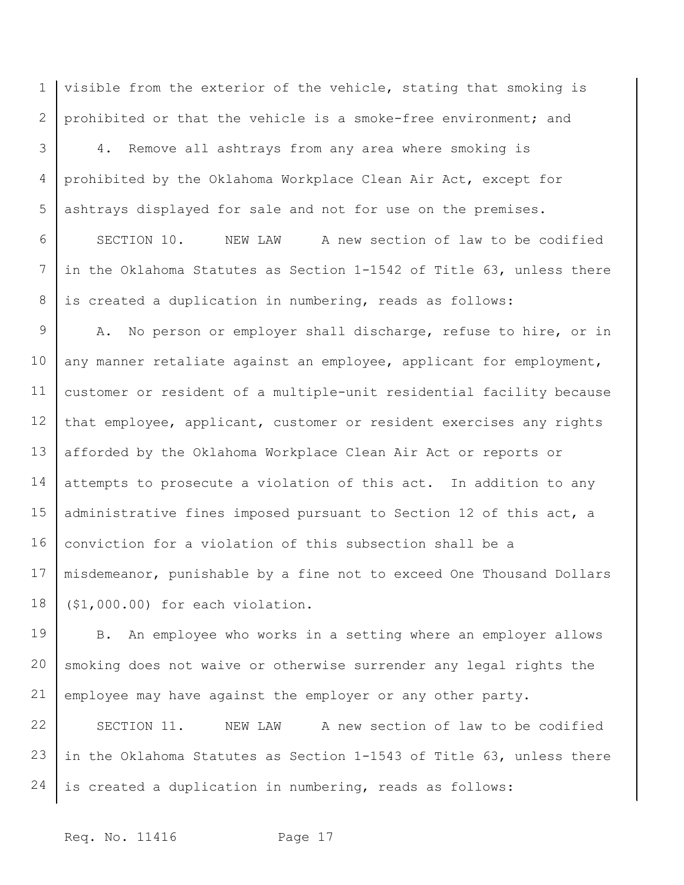visible from the exterior of the vehicle, stating that smoking is prohibited or that the vehicle is a smoke-free environment; and

4. Remove all ashtrays from any area where smoking is prohibited by the Oklahoma Workplace Clean Air Act, except for ashtrays displayed for sale and not for use on the premises.

SECTION 10. NEW LAW A new section of law to be codified in the Oklahoma Statutes as Section 1-1542 of Title 63, unless there is created a duplication in numbering, reads as follows:

A. No person or employer shall discharge, refuse to hire, or in any manner retaliate against an employee, applicant for employment, customer or resident of a multiple-unit residential facility because that employee, applicant, customer or resident exercises any rights afforded by the Oklahoma Workplace Clean Air Act or reports or attempts to prosecute a violation of this act. In addition to any administrative fines imposed pursuant to Section 12 of this act, a conviction for a violation of this subsection shall be a misdemeanor, punishable by a fine not to exceed One Thousand Dollars ($1,000.00) for each violation.

B. An employee who works in a setting where an employer allows smoking does not waive or otherwise surrender any legal rights the employee may have against the employer or any other party.

SECTION 11. NEW LAW A new section of law to be codified in the Oklahoma Statutes as Section 1-1543 of Title 63, unless there is created a duplication in numbering, reads as follows: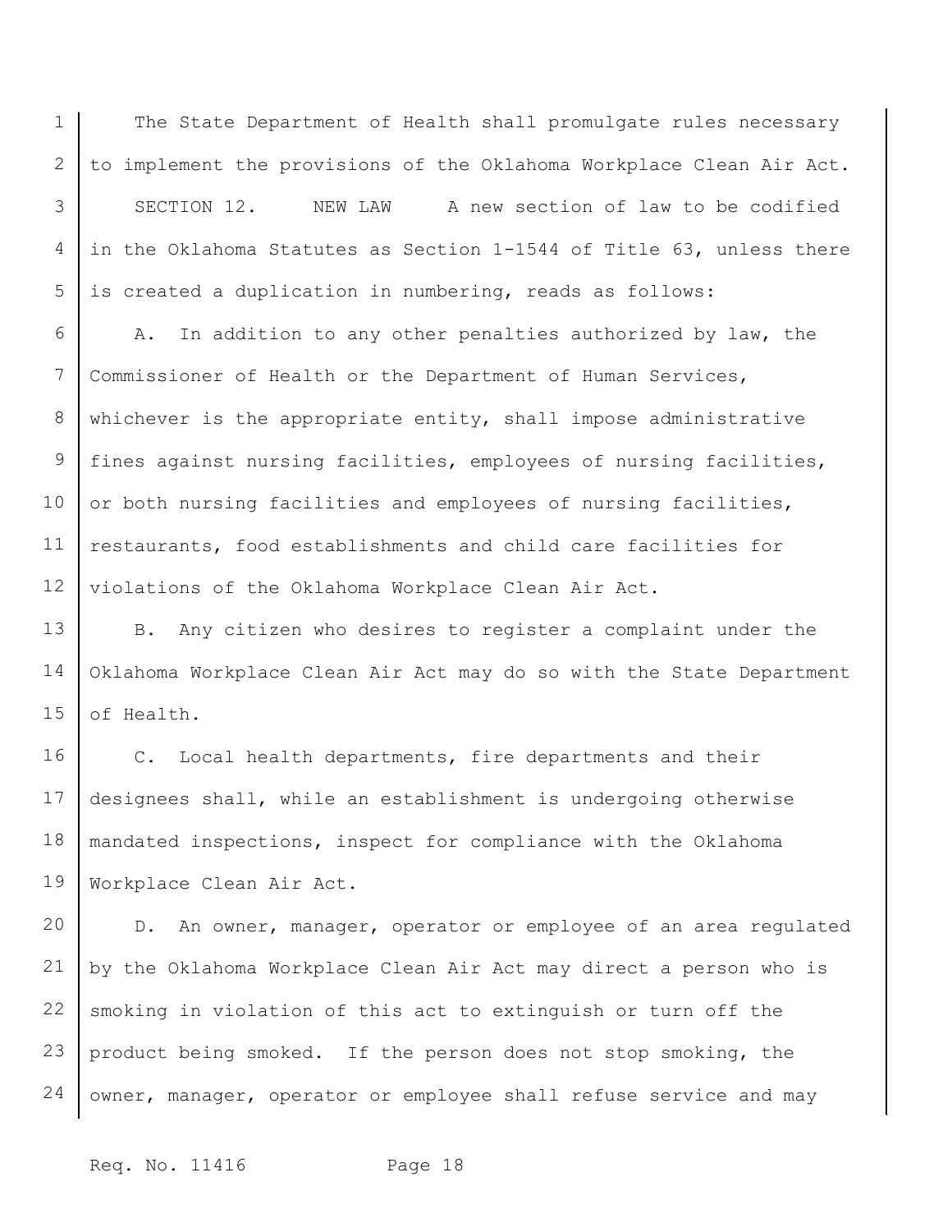The State Department of Health shall promulgate rules necessary to implement the provisions of the Oklahoma Workplace Clean Air Act.

SECTION 12. NEW LAW A new section of law to be codified in the Oklahoma Statutes as Section 1-1544 of Title 63, unless there is created a duplication in numbering, reads as follows:

A. In addition to any other penalties authorized by law, the Commissioner of Health or the Department of Human Services, whichever is the appropriate entity, shall impose administrative fines against nursing facilities, employees of nursing facilities, or both nursing facilities and employees of nursing facilities, restaurants, food establishments and child care facilities for violations of the Oklahoma Workplace Clean Air Act.

B. Any citizen who desires to register a complaint under the Oklahoma Workplace Clean Air Act may do so with the State Department of Health.

C. Local health departments, fire departments and their designees shall, while an establishment is undergoing otherwise mandated inspections, inspect for compliance with the Oklahoma Workplace Clean Air Act.

D. An owner, manager, operator or employee of an area regulated by the Oklahoma Workplace Clean Air Act may direct a person who is smoking in violation of this act to extinguish or turn off the product being smoked. If the person does not stop smoking, the owner, manager, operator or employee shall refuse service and may

Req. No. 11416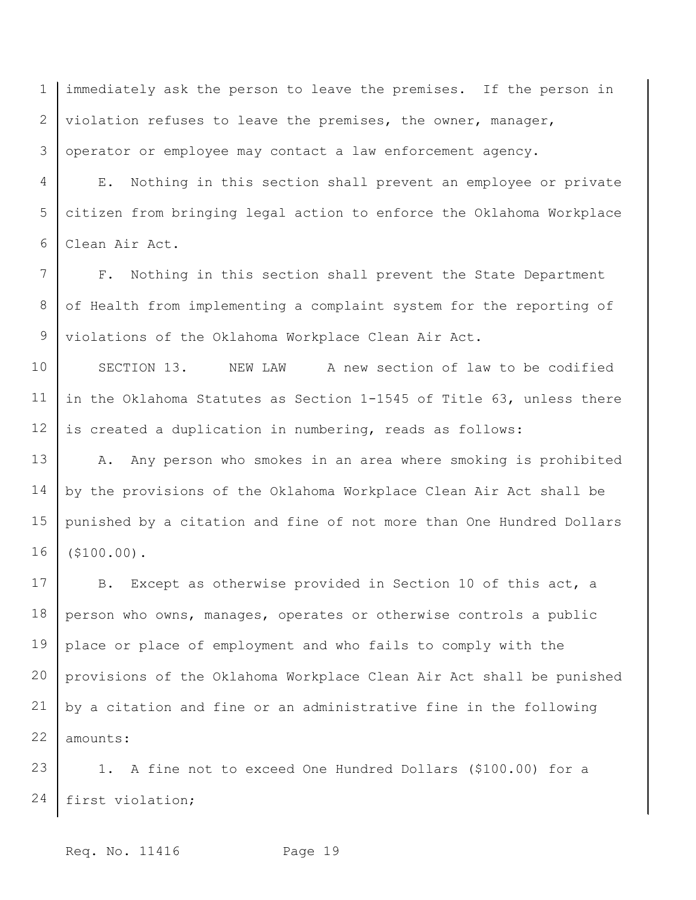immediately ask the person to leave the premises. If the person in violation refuses to leave the premises, the owner, manager, operator or employee may contact a law enforcement agency.

E. Nothing in this section shall prevent an employee or private citizen from bringing legal action to enforce the Oklahoma Workplace Clean Air Act.

F. Nothing in this section shall prevent the State Department of Health from implementing a complaint system for the reporting of violations of the Oklahoma Workplace Clean Air Act.

SECTION 13. NEW LAW A new section of law to be codified in the Oklahoma Statutes as Section 1-1545 of Title 63, unless there is created a duplication in numbering, reads as follows:

A. Any person who smokes in an area where smoking is prohibited by the provisions of the Oklahoma Workplace Clean Air Act shall be punished by a citation and fine of not more than One Hundred Dollars ($100.00).

B. Except as otherwise provided in Section 10 of this act, a person who owns, manages, operates or otherwise controls a public place or place of employment and who fails to comply with the provisions of the Oklahoma Workplace Clean Air Act shall be punished by a citation and fine or an administrative fine in the following amounts:

1. A fine not to exceed One Hundred Dollars ($100.00) for a first violation;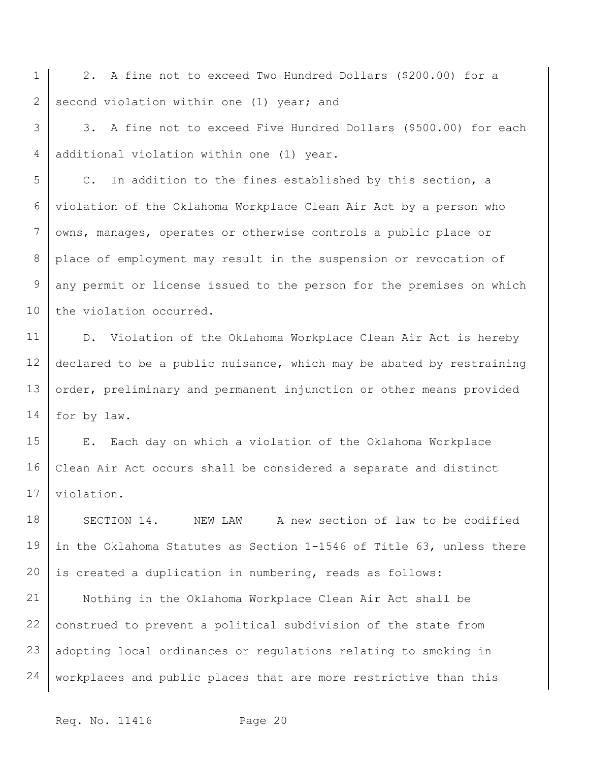2. A fine not to exceed Two Hundred Dollars ($200.00) for a second violation within one (1) year; and

3. A fine not to exceed Five Hundred Dollars ($500.00) for each additional violation within one (1) year.

C. In addition to the fines established by this section, a violation of the Oklahoma Workplace Clean Air Act by a person who owns, manages, operates or otherwise controls a public place or place of employment may result in the suspension or revocation of any permit or license issued to the person for the premises on which the violation occurred.

D. Violation of the Oklahoma Workplace Clean Air Act is hereby declared to be a public nuisance, which may be abated by restraining order, preliminary and permanent injunction or other means provided for by law.

E. Each day on which a violation of the Oklahoma Workplace Clean Air Act occurs shall be considered a separate and distinct violation.

SECTION 14. NEW LAW A new section of law to be codified in the Oklahoma Statutes as Section 1-1546 of Title 63, unless there is created a duplication in numbering, reads as follows:

Nothing in the Oklahoma Workplace Clean Air Act shall be construed to prevent a political subdivision of the state from adopting local ordinances or regulations relating to smoking in workplaces and public places that are more restrictive than this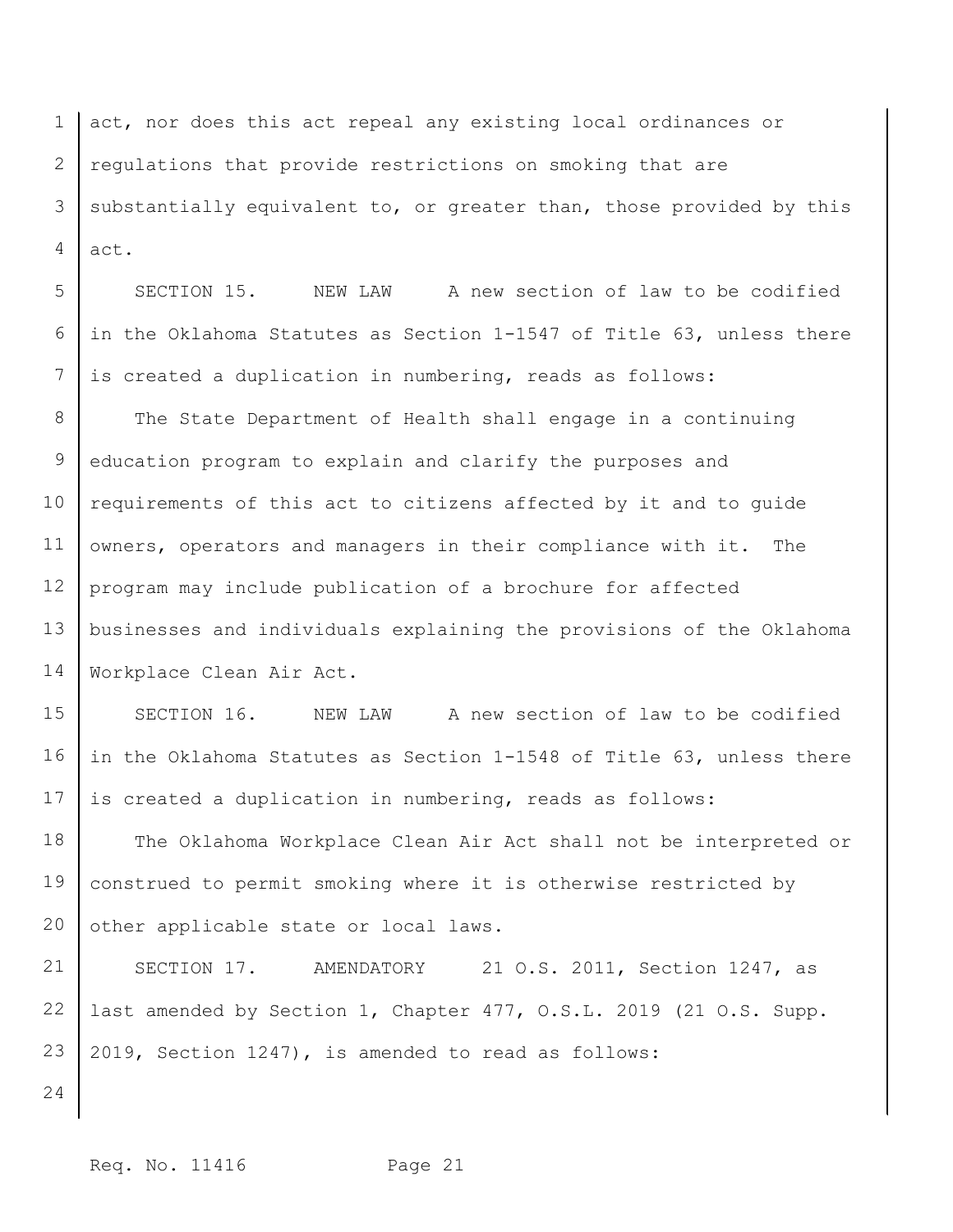act, nor does this act repeal any existing local ordinances or regulations that provide restrictions on smoking that are substantially equivalent to, or greater than, those provided by this act.

SECTION 15. NEW LAW A new section of law to be codified in the Oklahoma Statutes as Section 1-1547 of Title 63, unless there is created a duplication in numbering, reads as follows:

The State Department of Health shall engage in a continuing education program to explain and clarify the purposes and requirements of this act to citizens affected by it and to guide owners, operators and managers in their compliance with it. The program may include publication of a brochure for affected businesses and individuals explaining the provisions of the Oklahoma Workplace Clean Air Act.

SECTION 16. NEW LAW A new section of law to be codified in the Oklahoma Statutes as Section 1-1548 of Title 63, unless there is created a duplication in numbering, reads as follows:

The Oklahoma Workplace Clean Air Act shall not be interpreted or construed to permit smoking where it is otherwise restricted by other applicable state or local laws.

SECTION 17. AMENDATORY 21 O.S. 2011, Section 1247, as last amended by Section 1, Chapter 477, O.S.L. 2019 (21 O.S. Supp. 2019, Section 1247), is amended to read as follows: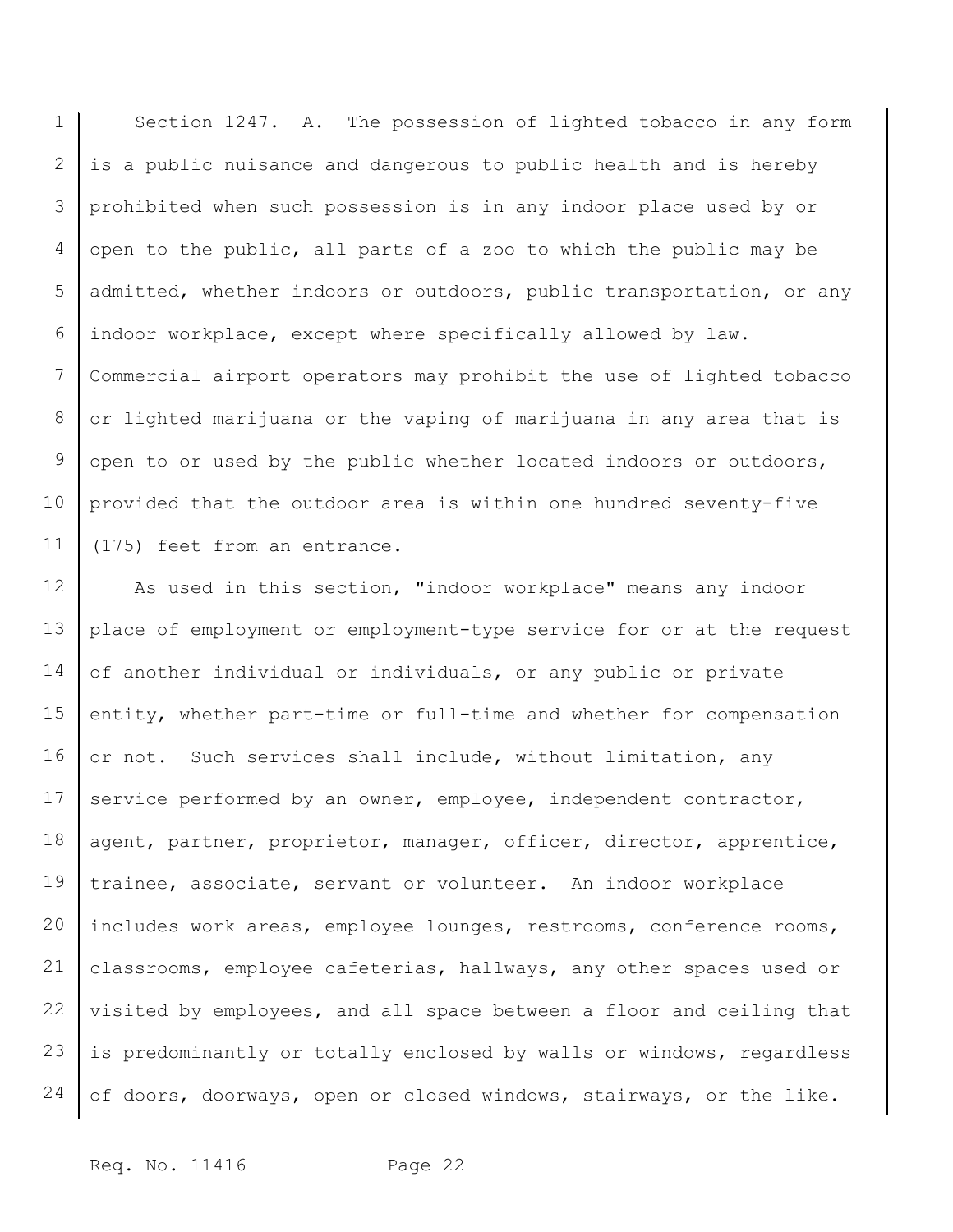Section 1247. A. The possession of lighted tobacco in any form is a public nuisance and dangerous to public health and is hereby prohibited when such possession is in any indoor place used by or open to the public, all parts of a zoo to which the public may be admitted, whether indoors or outdoors, public transportation, or any indoor workplace, except where specifically allowed by law. Commercial airport operators may prohibit the use of lighted tobacco or lighted marijuana or the vaping of marijuana in any area that is open to or used by the public whether located indoors or outdoors, provided that the outdoor area is within one hundred seventy-five (175) feet from an entrance.

As used in this section, "indoor workplace" means any indoor place of employment or employment-type service for or at the request of another individual or individuals, or any public or private entity, whether part-time or full-time and whether for compensation or not. Such services shall include, without limitation, any service performed by an owner, employee, independent contractor, agent, partner, proprietor, manager, officer, director, apprentice, trainee, associate, servant or volunteer. An indoor workplace includes work areas, employee lounges, restrooms, conference rooms, classrooms, employee cafeterias, hallways, any other spaces used or visited by employees, and all space between a floor and ceiling that is predominantly or totally enclosed by walls or windows, regardless of doors, doorways, open or closed windows, stairways, or the like.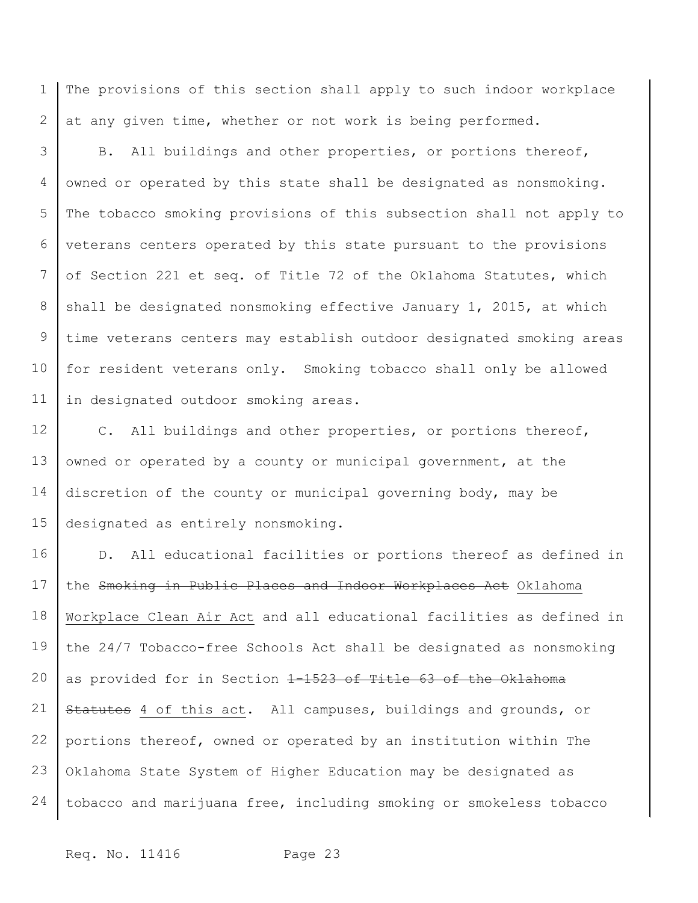The provisions of this section shall apply to such indoor workplace at any given time, whether or not work is being performed.

B. All buildings and other properties, or portions thereof, owned or operated by this state shall be designated as nonsmoking. The tobacco smoking provisions of this subsection shall not apply to veterans centers operated by this state pursuant to the provisions of Section 221 et seq. of Title 72 of the Oklahoma Statutes, which shall be designated nonsmoking effective January 1, 2015, at which time veterans centers may establish outdoor designated smoking areas for resident veterans only. Smoking tobacco shall only be allowed in designated outdoor smoking areas.

C. All buildings and other properties, or portions thereof, owned or operated by a county or municipal government, at the discretion of the county or municipal governing body, may be designated as entirely nonsmoking.

D. All educational facilities or portions thereof as defined in the ~~Smoking in Public Places and Indoor Workplaces Act~~ <u>Oklahoma Workplace Clean Air Act</u> and all educational facilities as defined in the 24/7 Tobacco-free Schools Act shall be designated as nonsmoking as provided for in Section ~~1-1523 of Title 63 of the Oklahoma Statutes~~ <u>4 of this act</u>. All campuses, buildings and grounds, or portions thereof, owned or operated by an institution within The Oklahoma State System of Higher Education may be designated as tobacco and marijuana free, including smoking or smokeless tobacco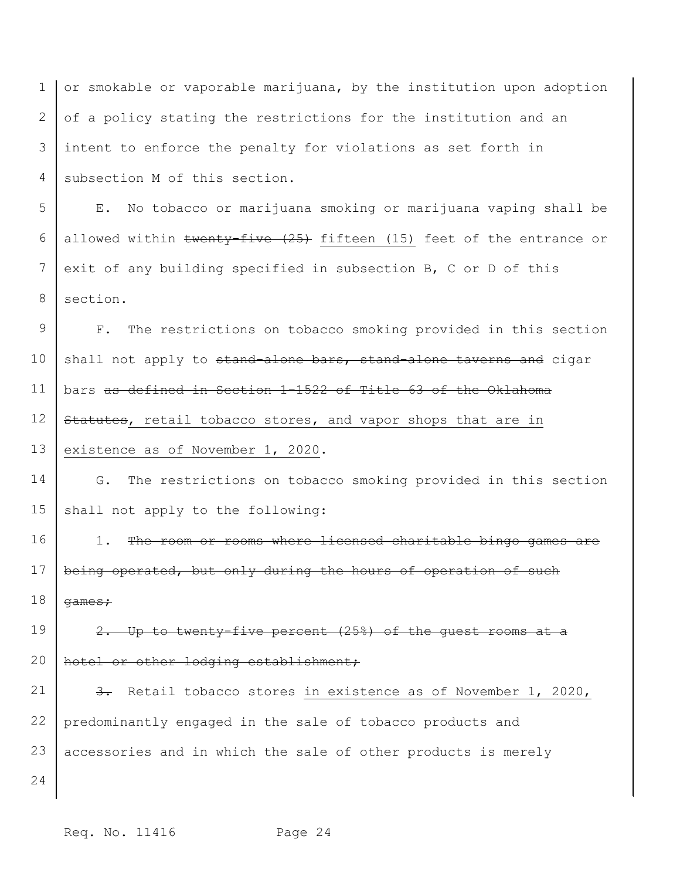or smokable or vaporable marijuana, by the institution upon adoption of a policy stating the restrictions for the institution and an intent to enforce the penalty for violations as set forth in subsection M of this section.

E. No tobacco or marijuana smoking or marijuana vaping shall be allowed within ~~twenty-five (25)~~ <u>fifteen (15)</u> feet of the entrance or exit of any building specified in subsection B, C or D of this section.

F. The restrictions on tobacco smoking provided in this section shall not apply to ~~stand-alone bars, stand-alone taverns and~~ cigar bars ~~as defined in Section 1-1522 of Title 63 of the Oklahoma Statutes~~<u>, retail tobacco stores, and vapor shops that are in existence as of November 1, 2020</u>.

G. The restrictions on tobacco smoking provided in this section shall not apply to the following:

1. ~~The room or rooms where licensed charitable bingo games are being operated, but only during the hours of operation of such games;~~

~~2. Up to twenty-five percent (25%) of the guest rooms at a hotel or other lodging establishment;~~

~~3.~~ Retail tobacco stores <u>in existence as of November 1, 2020,</u> predominantly engaged in the sale of tobacco products and accessories and in which the sale of other products is merely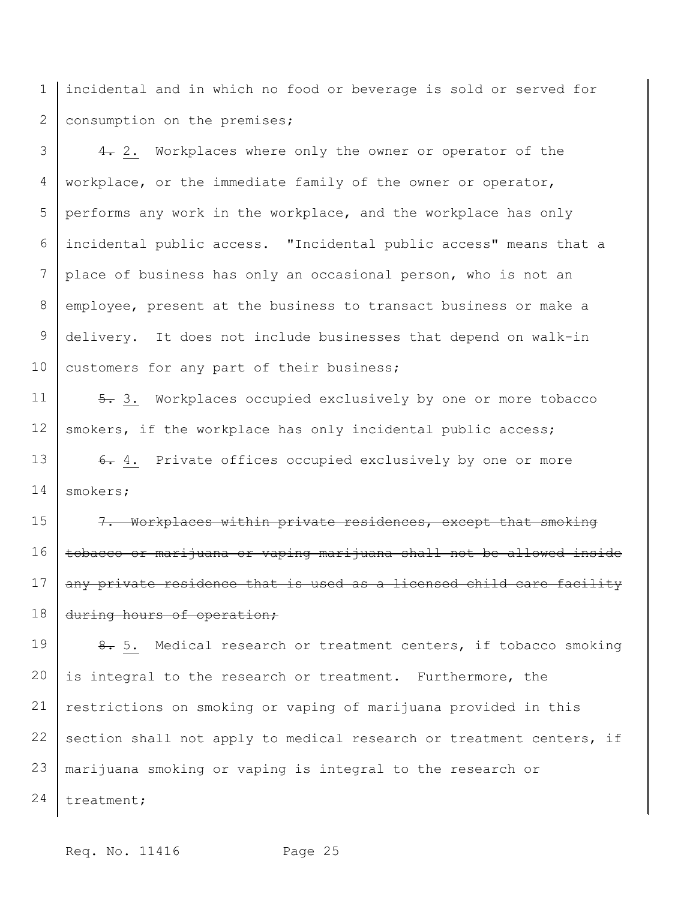incidental and in which no food or beverage is sold or served for consumption on the premises;

~~4.~~ <u>2.</u> Workplaces where only the owner or operator of the workplace, or the immediate family of the owner or operator, performs any work in the workplace, and the workplace has only incidental public access. "Incidental public access" means that a place of business has only an occasional person, who is not an employee, present at the business to transact business or make a delivery. It does not include businesses that depend on walk-in customers for any part of their business;

~~5.~~ <u>3.</u> Workplaces occupied exclusively by one or more tobacco smokers, if the workplace has only incidental public access;

~~6.~~ <u>4.</u> Private offices occupied exclusively by one or more smokers;

~~7. Workplaces within private residences, except that smoking tobacco or marijuana or vaping marijuana shall not be allowed inside any private residence that is used as a licensed child care facility during hours of operation;~~

~~8.~~ <u>5.</u> Medical research or treatment centers, if tobacco smoking is integral to the research or treatment. Furthermore, the restrictions on smoking or vaping of marijuana provided in this section shall not apply to medical research or treatment centers, if marijuana smoking or vaping is integral to the research or treatment;

Req. No. 11416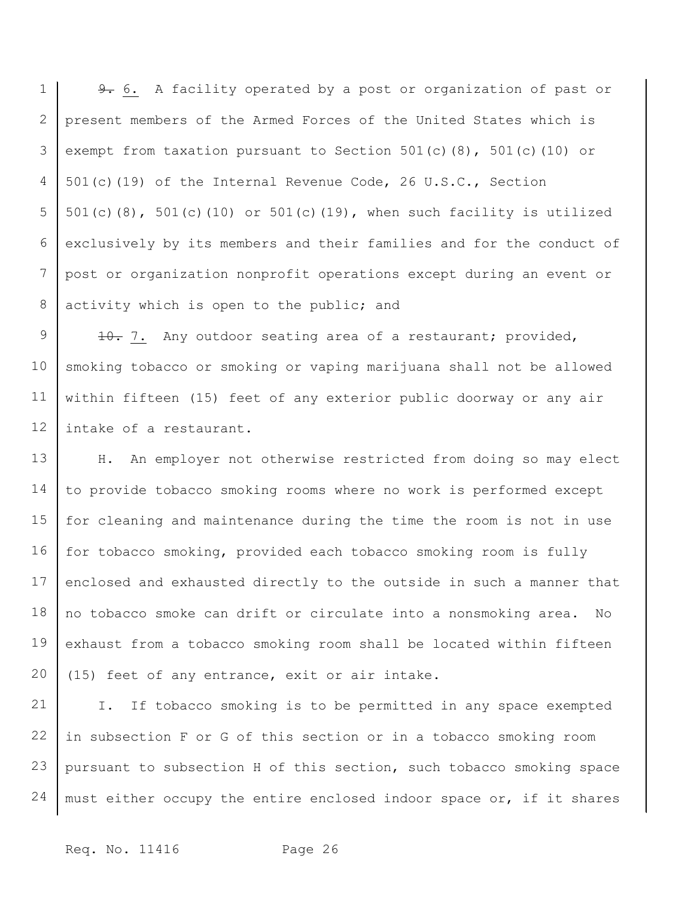~~9.~~ 6. A facility operated by a post or organization of past or present members of the Armed Forces of the United States which is exempt from taxation pursuant to Section 501(c)(8), 501(c)(10) or 501(c)(19) of the Internal Revenue Code, 26 U.S.C., Section 501(c)(8), 501(c)(10) or 501(c)(19), when such facility is utilized exclusively by its members and their families and for the conduct of post or organization nonprofit operations except during an event or activity which is open to the public; and

~~10.~~ 7. Any outdoor seating area of a restaurant; provided, smoking tobacco or smoking or vaping marijuana shall not be allowed within fifteen (15) feet of any exterior public doorway or any air intake of a restaurant.

H. An employer not otherwise restricted from doing so may elect to provide tobacco smoking rooms where no work is performed except for cleaning and maintenance during the time the room is not in use for tobacco smoking, provided each tobacco smoking room is fully enclosed and exhausted directly to the outside in such a manner that no tobacco smoke can drift or circulate into a nonsmoking area. No exhaust from a tobacco smoking room shall be located within fifteen (15) feet of any entrance, exit or air intake.

I. If tobacco smoking is to be permitted in any space exempted in subsection F or G of this section or in a tobacco smoking room pursuant to subsection H of this section, such tobacco smoking space must either occupy the entire enclosed indoor space or, if it shares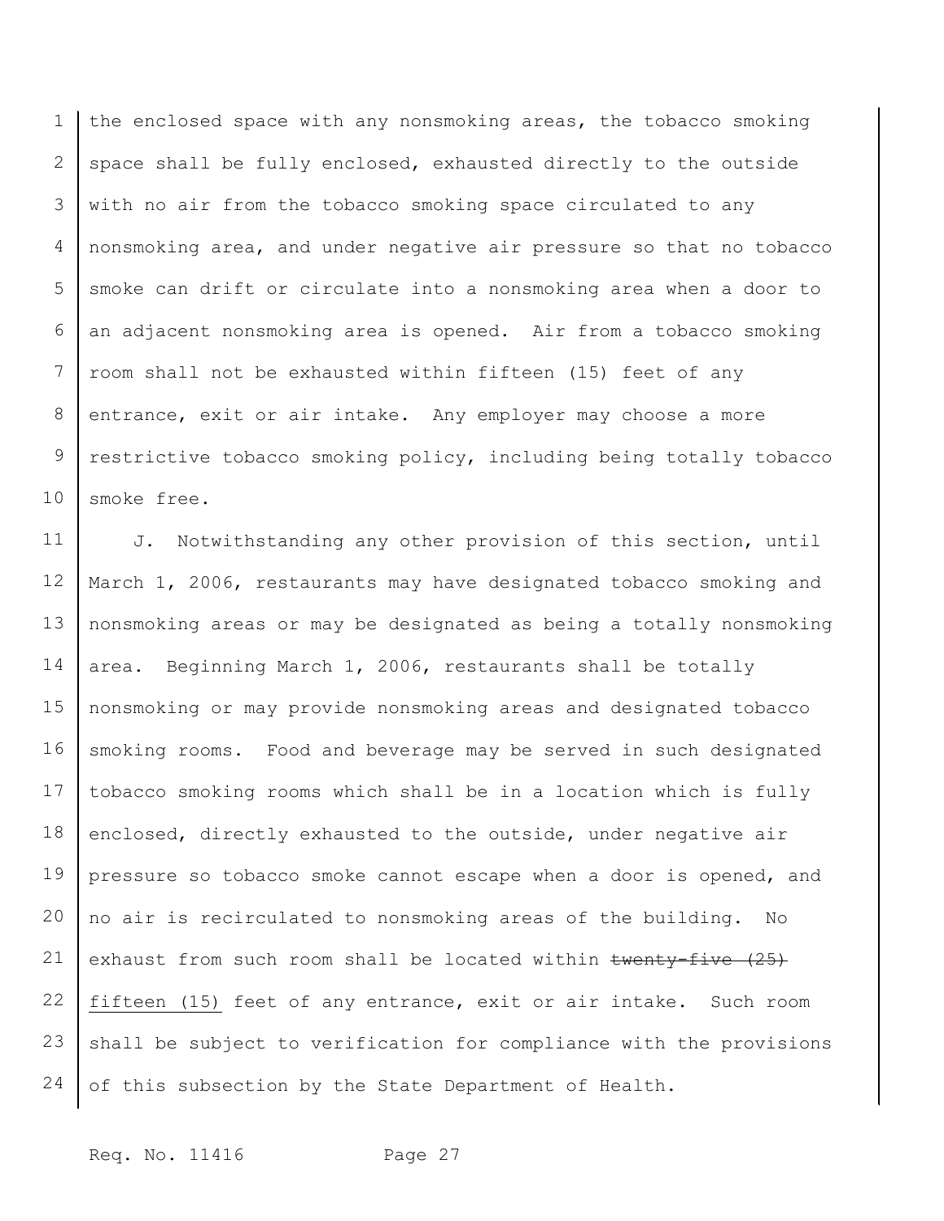the enclosed space with any nonsmoking areas, the tobacco smoking space shall be fully enclosed, exhausted directly to the outside with no air from the tobacco smoking space circulated to any nonsmoking area, and under negative air pressure so that no tobacco smoke can drift or circulate into a nonsmoking area when a door to an adjacent nonsmoking area is opened. Air from a tobacco smoking room shall not be exhausted within fifteen (15) feet of any entrance, exit or air intake. Any employer may choose a more restrictive tobacco smoking policy, including being totally tobacco smoke free.

J. Notwithstanding any other provision of this section, until March 1, 2006, restaurants may have designated tobacco smoking and nonsmoking areas or may be designated as being a totally nonsmoking area. Beginning March 1, 2006, restaurants shall be totally nonsmoking or may provide nonsmoking areas and designated tobacco smoking rooms. Food and beverage may be served in such designated tobacco smoking rooms which shall be in a location which is fully enclosed, directly exhausted to the outside, under negative air pressure so tobacco smoke cannot escape when a door is opened, and no air is recirculated to nonsmoking areas of the building. No exhaust from such room shall be located within ~~twenty-five (25)~~ <u>fifteen (15)</u> feet of any entrance, exit or air intake. Such room shall be subject to verification for compliance with the provisions of this subsection by the State Department of Health.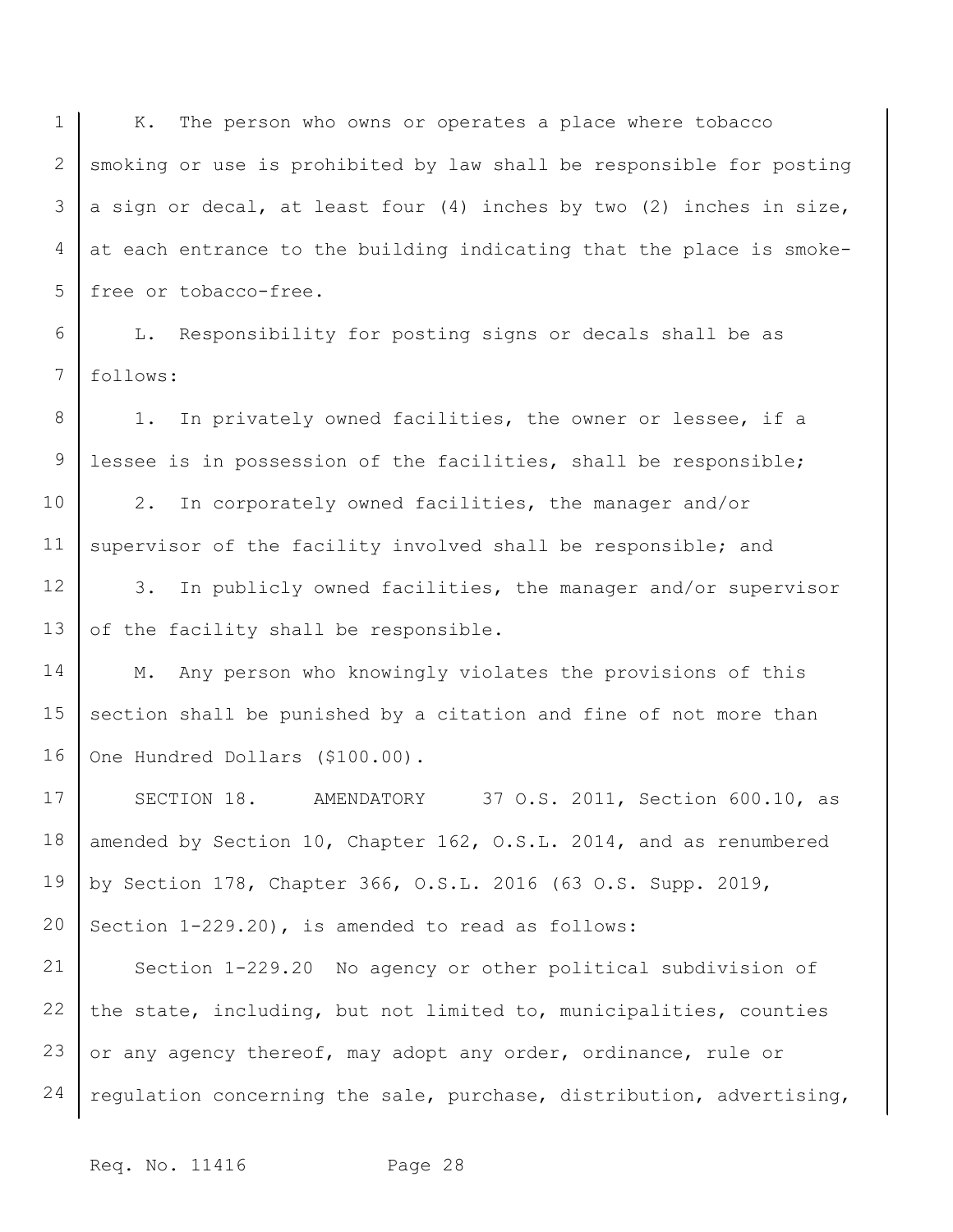K. The person who owns or operates a place where tobacco smoking or use is prohibited by law shall be responsible for posting a sign or decal, at least four (4) inches by two (2) inches in size, at each entrance to the building indicating that the place is smoke-free or tobacco-free.

L. Responsibility for posting signs or decals shall be as follows:

1. In privately owned facilities, the owner or lessee, if a lessee is in possession of the facilities, shall be responsible;

2. In corporately owned facilities, the manager and/or supervisor of the facility involved shall be responsible; and

3. In publicly owned facilities, the manager and/or supervisor of the facility shall be responsible.

M. Any person who knowingly violates the provisions of this section shall be punished by a citation and fine of not more than One Hundred Dollars ($100.00).

SECTION 18. AMENDATORY 37 O.S. 2011, Section 600.10, as amended by Section 10, Chapter 162, O.S.L. 2014, and as renumbered by Section 178, Chapter 366, O.S.L. 2016 (63 O.S. Supp. 2019, Section 1-229.20), is amended to read as follows:

Section 1-229.20 No agency or other political subdivision of the state, including, but not limited to, municipalities, counties or any agency thereof, may adopt any order, ordinance, rule or regulation concerning the sale, purchase, distribution, advertising,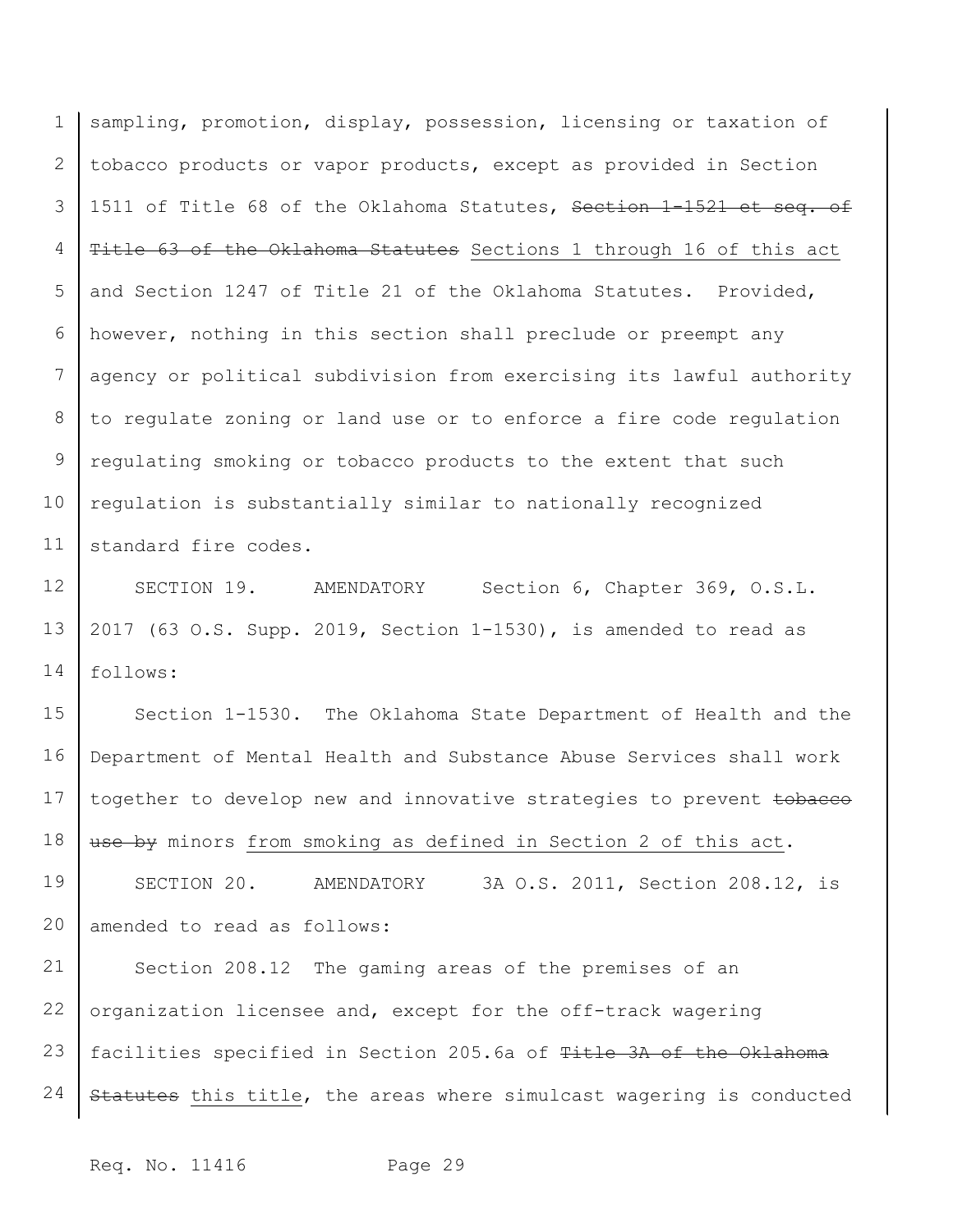sampling, promotion, display, possession, licensing or taxation of tobacco products or vapor products, except as provided in Section 1511 of Title 68 of the Oklahoma Statutes, ~~Section 1-1521 et seq. of Title 63 of the Oklahoma Statutes~~ <u>Sections 1 through 16 of this act</u> and Section 1247 of Title 21 of the Oklahoma Statutes. Provided, however, nothing in this section shall preclude or preempt any agency or political subdivision from exercising its lawful authority to regulate zoning or land use or to enforce a fire code regulation regulating smoking or tobacco products to the extent that such regulation is substantially similar to nationally recognized standard fire codes.

SECTION 19. AMENDATORY Section 6, Chapter 369, O.S.L. 2017 (63 O.S. Supp. 2019, Section 1-1530), is amended to read as follows:

Section 1-1530. The Oklahoma State Department of Health and the Department of Mental Health and Substance Abuse Services shall work together to develop new and innovative strategies to prevent ~~tobacco use by~~ minors <u>from smoking as defined in Section 2 of this act</u>.

SECTION 20. AMENDATORY 3A O.S. 2011, Section 208.12, is amended to read as follows:

Section 208.12 The gaming areas of the premises of an organization licensee and, except for the off-track wagering facilities specified in Section 205.6a of ~~Title 3A of the Oklahoma Statutes~~ <u>this title</u>, the areas where simulcast wagering is conducted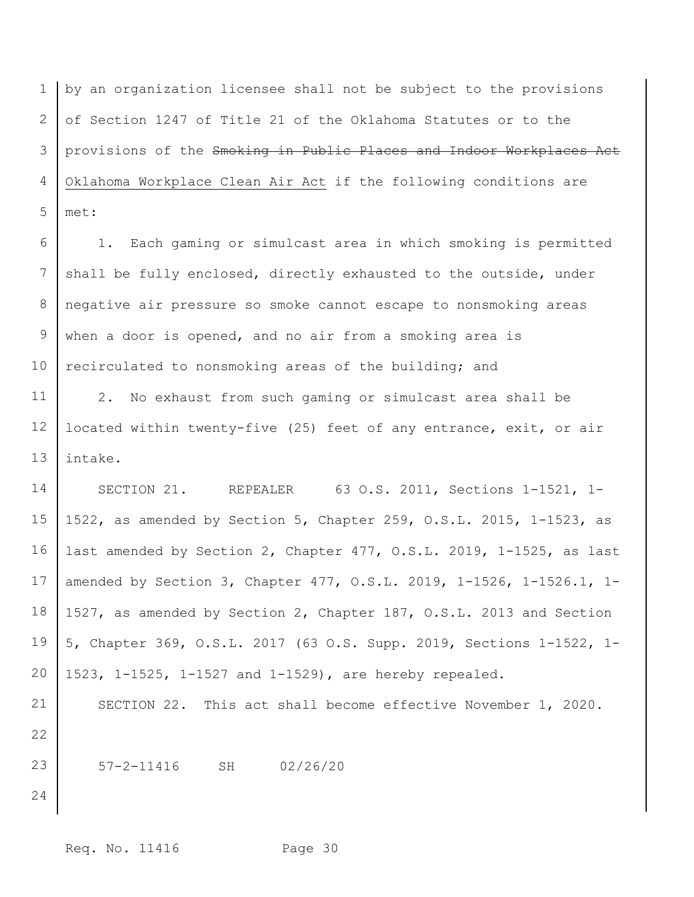by an organization licensee shall not be subject to the provisions of Section 1247 of Title 21 of the Oklahoma Statutes or to the provisions of the ~~Smoking in Public Places and Indoor Workplaces Act~~ <u>Oklahoma Workplace Clean Air Act</u> if the following conditions are met:

1. Each gaming or simulcast area in which smoking is permitted shall be fully enclosed, directly exhausted to the outside, under negative air pressure so smoke cannot escape to nonsmoking areas when a door is opened, and no air from a smoking area is recirculated to nonsmoking areas of the building; and

2. No exhaust from such gaming or simulcast area shall be located within twenty-five (25) feet of any entrance, exit, or air intake.

SECTION 21. REPEALER 63 O.S. 2011, Sections 1-1521, 1-1522, as amended by Section 5, Chapter 259, O.S.L. 2015, 1-1523, as last amended by Section 2, Chapter 477, O.S.L. 2019, 1-1525, as last amended by Section 3, Chapter 477, O.S.L. 2019, 1-1526, 1-1526.1, 1-1527, as amended by Section 2, Chapter 187, O.S.L. 2013 and Section 5, Chapter 369, O.S.L. 2017 (63 O.S. Supp. 2019, Sections 1-1522, 1-1523, 1-1525, 1-1527 and 1-1529), are hereby repealed.

SECTION 22. This act shall become effective November 1, 2020.

57-2-11416 SH 02/26/20